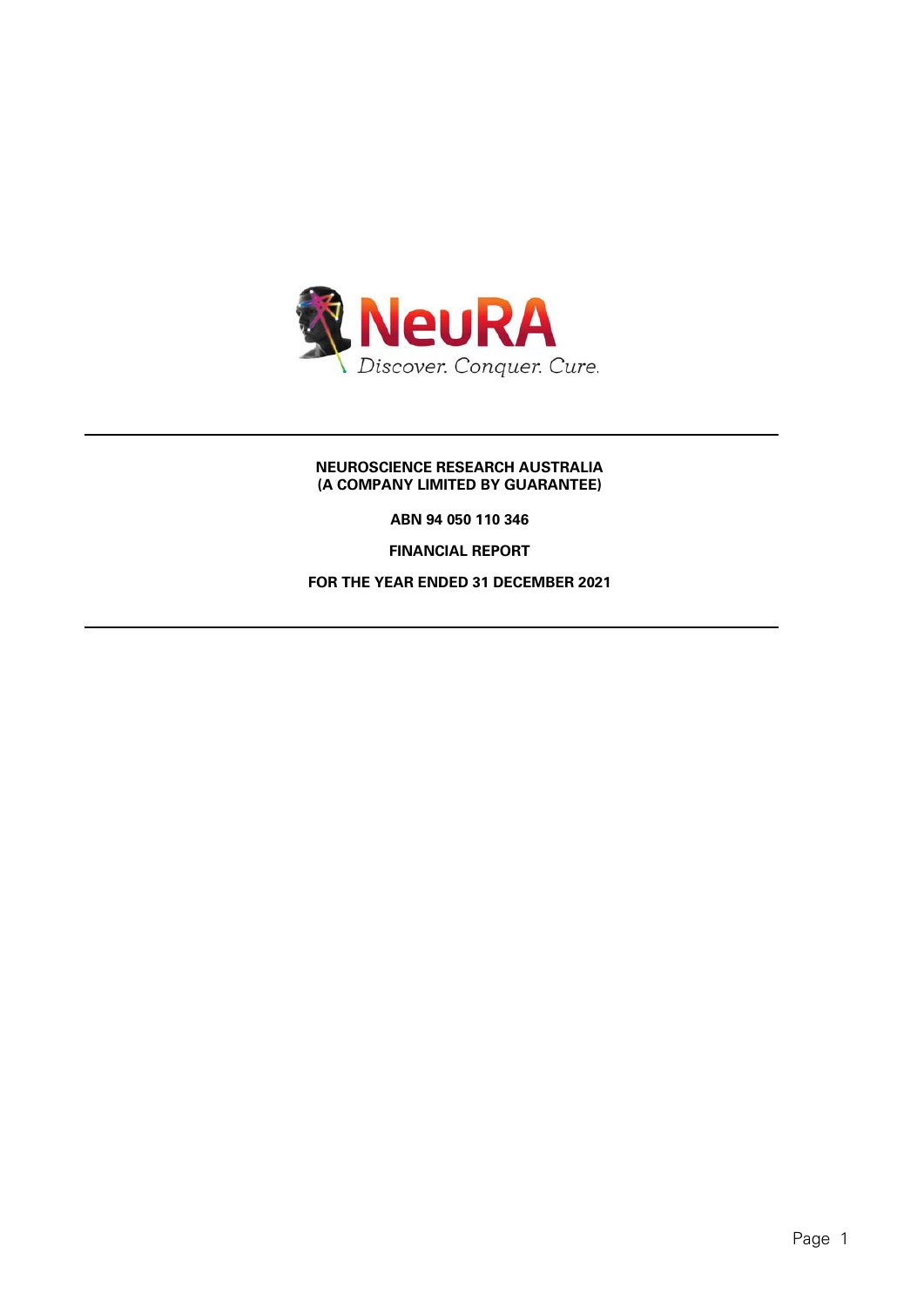NeuRA

*Discover. Conquer. Cure.*

**NEUROSCIENCE RESEARCH AUSTRALIA**
**(A COMPANY LIMITED BY GUARANTEE)**

**ABN 94 050 110 346**

**FINANCIAL REPORT**

**FOR THE YEAR ENDED 31 DECEMBER 2021**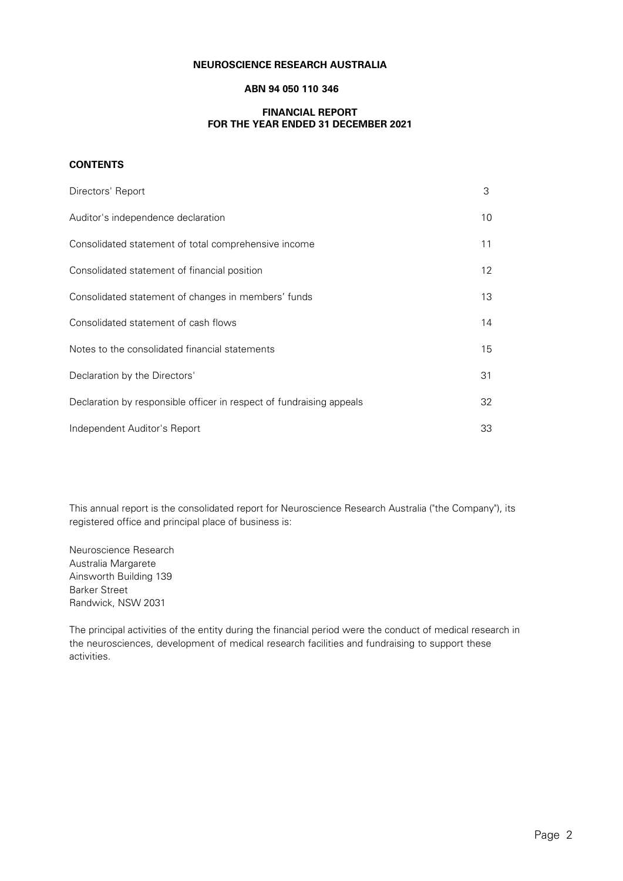**NEUROSCIENCE RESEARCH AUSTRALIA**

**ABN 94 050 110 346**

**FINANCIAL REPORT**
**FOR THE YEAR ENDED 31 DECEMBER 2021**

## CONTENTS

| | |
|---|---|
| Directors' Report | 3 |
| Auditor's independence declaration | 10 |
| Consolidated statement of total comprehensive income | 11 |
| Consolidated statement of financial position | 12 |
| Consolidated statement of changes in members' funds | 13 |
| Consolidated statement of cash flows | 14 |
| Notes to the consolidated financial statements | 15 |
| Declaration by the Directors' | 31 |
| Declaration by responsible officer in respect of fundraising appeals | 32 |
| Independent Auditor's Report | 33 |

This annual report is the consolidated report for Neuroscience Research Australia ("the Company"), its registered office and principal place of business is:

Neuroscience Research
Australia Margarete
Ainsworth Building 139
Barker Street
Randwick, NSW 2031

The principal activities of the entity during the financial period were the conduct of medical research in the neurosciences, development of medical research facilities and fundraising to support these activities.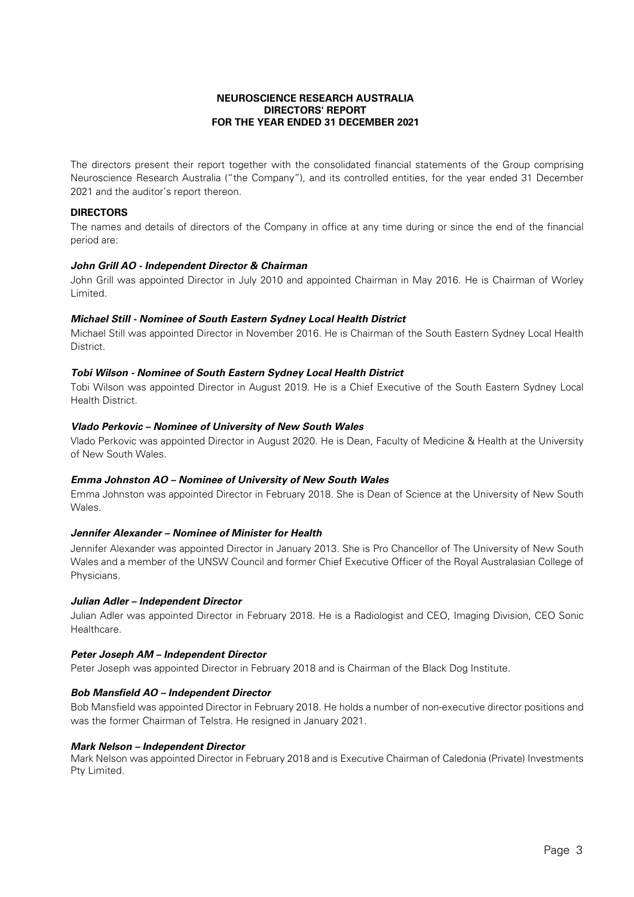# NEUROSCIENCE RESEARCH AUSTRALIA
## DIRECTORS' REPORT
## FOR THE YEAR ENDED 31 DECEMBER 2021

The directors present their report together with the consolidated financial statements of the Group comprising Neuroscience Research Australia ("the Company"), and its controlled entities, for the year ended 31 December 2021 and the auditor's report thereon.

### DIRECTORS

The names and details of directors of the Company in office at any time during or since the end of the financial period are:

***John Grill AO - Independent Director & Chairman***

John Grill was appointed Director in July 2010 and appointed Chairman in May 2016. He is Chairman of Worley Limited.

***Michael Still - Nominee of South Eastern Sydney Local Health District***

Michael Still was appointed Director in November 2016. He is Chairman of the South Eastern Sydney Local Health District.

***Tobi Wilson - Nominee of South Eastern Sydney Local Health District***

Tobi Wilson was appointed Director in August 2019. He is a Chief Executive of the South Eastern Sydney Local Health District.

***Vlado Perkovic – Nominee of University of New South Wales***

Vlado Perkovic was appointed Director in August 2020. He is Dean, Faculty of Medicine & Health at the University of New South Wales.

***Emma Johnston AO – Nominee of University of New South Wales***

Emma Johnston was appointed Director in February 2018. She is Dean of Science at the University of New South Wales.

***Jennifer Alexander – Nominee of Minister for Health***

Jennifer Alexander was appointed Director in January 2013. She is Pro Chancellor of The University of New South Wales and a member of the UNSW Council and former Chief Executive Officer of the Royal Australasian College of Physicians.

***Julian Adler – Independent Director***

Julian Adler was appointed Director in February 2018. He is a Radiologist and CEO, Imaging Division, CEO Sonic Healthcare.

***Peter Joseph AM – Independent Director***

Peter Joseph was appointed Director in February 2018 and is Chairman of the Black Dog Institute.

***Bob Mansfield AO – Independent Director***

Bob Mansfield was appointed Director in February 2018. He holds a number of non-executive director positions and was the former Chairman of Telstra. He resigned in January 2021.

***Mark Nelson – Independent Director***

Mark Nelson was appointed Director in February 2018 and is Executive Chairman of Caledonia (Private) Investments Pty Limited.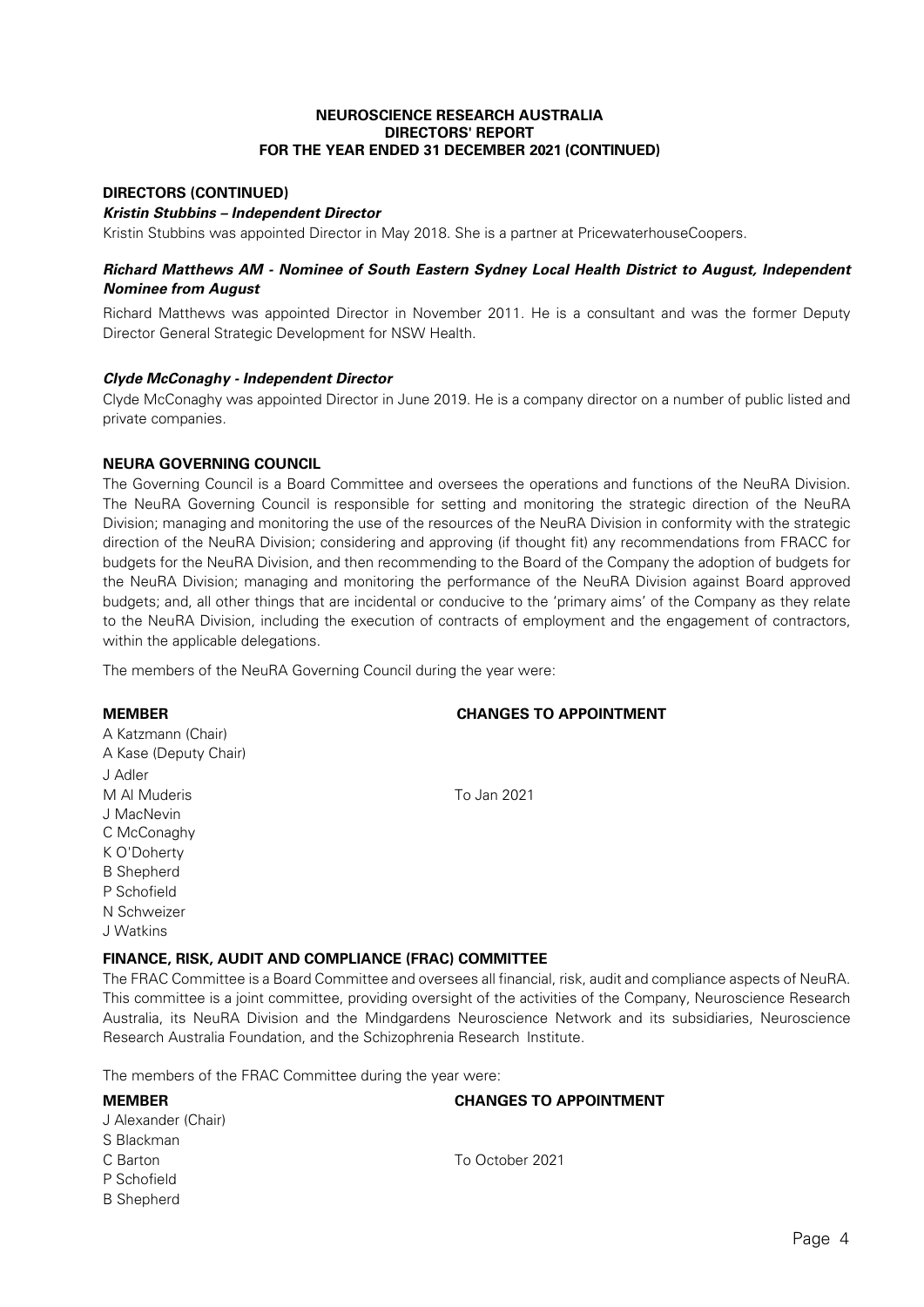**NEUROSCIENCE RESEARCH AUSTRALIA**
**DIRECTORS' REPORT**
**FOR THE YEAR ENDED 31 DECEMBER 2021 (CONTINUED)**

**DIRECTORS (CONTINUED)**

***Kristin Stubbins – Independent Director***

Kristin Stubbins was appointed Director in May 2018. She is a partner at PricewaterhouseCoopers.

***Richard Matthews AM - Nominee of South Eastern Sydney Local Health District to August, Independent Nominee from August***

Richard Matthews was appointed Director in November 2011. He is a consultant and was the former Deputy Director General Strategic Development for NSW Health.

***Clyde McConaghy - Independent Director***

Clyde McConaghy was appointed Director in June 2019. He is a company director on a number of public listed and private companies.

**NEURA GOVERNING COUNCIL**

The Governing Council is a Board Committee and oversees the operations and functions of the NeuRA Division. The NeuRA Governing Council is responsible for setting and monitoring the strategic direction of the NeuRA Division; managing and monitoring the use of the resources of the NeuRA Division in conformity with the strategic direction of the NeuRA Division; considering and approving (if thought fit) any recommendations from FRACC for budgets for the NeuRA Division, and then recommending to the Board of the Company the adoption of budgets for the NeuRA Division; managing and monitoring the performance of the NeuRA Division against Board approved budgets; and, all other things that are incidental or conducive to the 'primary aims' of the Company as they relate to the NeuRA Division, including the execution of contracts of employment and the engagement of contractors, within the applicable delegations.

The members of the NeuRA Governing Council during the year were:

| MEMBER | CHANGES TO APPOINTMENT |
|---|---|
| A Katzmann (Chair) | |
| A Kase (Deputy Chair) | |
| J Adler | |
| M Al Muderis | To Jan 2021 |
| J MacNevin | |
| C McConaghy | |
| K O'Doherty | |
| B Shepherd | |
| P Schofield | |
| N Schweizer | |
| J Watkins | |

**FINANCE, RISK, AUDIT AND COMPLIANCE (FRAC) COMMITTEE**

The FRAC Committee is a Board Committee and oversees all financial, risk, audit and compliance aspects of NeuRA. This committee is a joint committee, providing oversight of the activities of the Company, Neuroscience Research Australia, its NeuRA Division and the Mindgardens Neuroscience Network and its subsidiaries, Neuroscience Research Australia Foundation, and the Schizophrenia Research Institute.

The members of the FRAC Committee during the year were:

| MEMBER | CHANGES TO APPOINTMENT |
|---|---|
| J Alexander (Chair) | |
| S Blackman | |
| C Barton | To October 2021 |
| P Schofield | |
| B Shepherd | |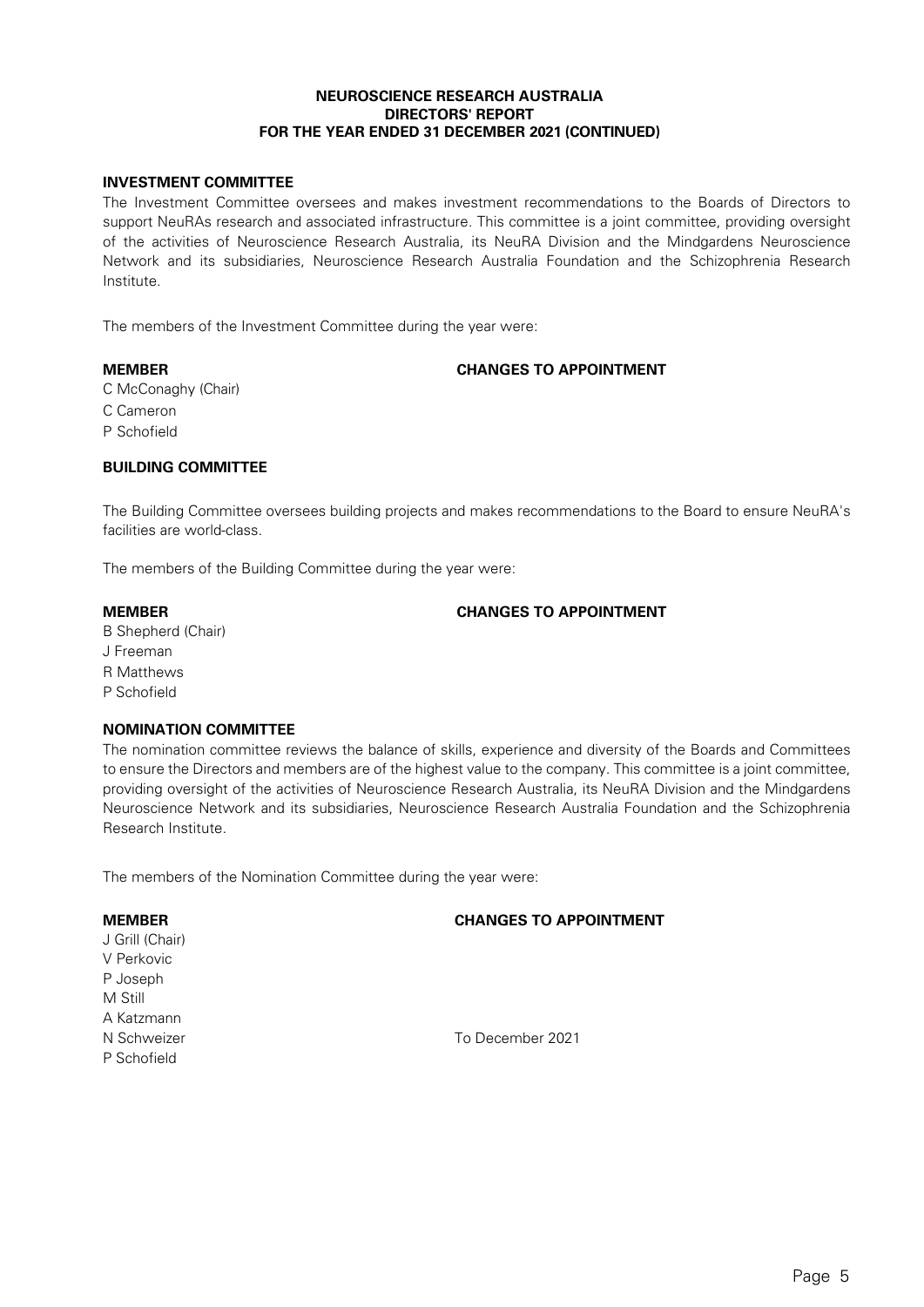## INVESTMENT COMMITTEE

The Investment Committee oversees and makes investment recommendations to the Boards of Directors to support NeuRAs research and associated infrastructure. This committee is a joint committee, providing oversight of the activities of Neuroscience Research Australia, its NeuRA Division and the Mindgardens Neuroscience Network and its subsidiaries, Neuroscience Research Australia Foundation and the Schizophrenia Research Institute.

The members of the Investment Committee during the year were:

| MEMBER | CHANGES TO APPOINTMENT |
|---|---|
| C McConaghy (Chair) | |
| C Cameron | |
| P Schofield | |

## BUILDING COMMITTEE

The Building Committee oversees building projects and makes recommendations to the Board to ensure NeuRA's facilities are world-class.

The members of the Building Committee during the year were:

| MEMBER | CHANGES TO APPOINTMENT |
|---|---|
| B Shepherd (Chair) | |
| J Freeman | |
| R Matthews | |
| P Schofield | |

## NOMINATION COMMITTEE

The nomination committee reviews the balance of skills, experience and diversity of the Boards and Committees to ensure the Directors and members are of the highest value to the company. This committee is a joint committee, providing oversight of the activities of Neuroscience Research Australia, its NeuRA Division and the Mindgardens Neuroscience Network and its subsidiaries, Neuroscience Research Australia Foundation and the Schizophrenia Research Institute.

The members of the Nomination Committee during the year were:

| MEMBER | CHANGES TO APPOINTMENT |
|---|---|
| J Grill (Chair) | |
| V Perkovic | |
| P Joseph | |
| M Still | |
| A Katzmann | |
| N Schweizer | To December 2021 |
| P Schofield | |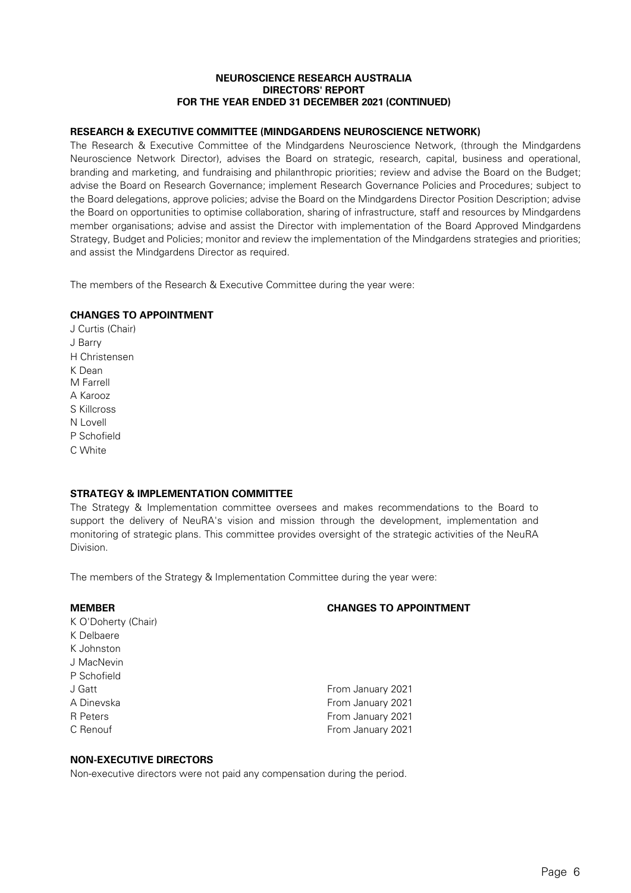**NEUROSCIENCE RESEARCH AUSTRALIA**
**DIRECTORS' REPORT**
**FOR THE YEAR ENDED 31 DECEMBER 2021 (CONTINUED)**

### RESEARCH & EXECUTIVE COMMITTEE (MINDGARDENS NEUROSCIENCE NETWORK)

The Research & Executive Committee of the Mindgardens Neuroscience Network, (through the Mindgardens Neuroscience Network Director), advises the Board on strategic, research, capital, business and operational, branding and marketing, and fundraising and philanthropic priorities; review and advise the Board on the Budget; advise the Board on Research Governance; implement Research Governance Policies and Procedures; subject to the Board delegations, approve policies; advise the Board on the Mindgardens Director Position Description; advise the Board on opportunities to optimise collaboration, sharing of infrastructure, staff and resources by Mindgardens member organisations; advise and assist the Director with implementation of the Board Approved Mindgardens Strategy, Budget and Policies; monitor and review the implementation of the Mindgardens strategies and priorities; and assist the Mindgardens Director as required.

The members of the Research & Executive Committee during the year were:

**CHANGES TO APPOINTMENT**

J Curtis (Chair)
J Barry
H Christensen
K Dean
M Farrell
A Karooz
S Killcross
N Lovell
P Schofield
C White

### STRATEGY & IMPLEMENTATION COMMITTEE

The Strategy & Implementation committee oversees and makes recommendations to the Board to support the delivery of NeuRA's vision and mission through the development, implementation and monitoring of strategic plans. This committee provides oversight of the strategic activities of the NeuRA Division.

The members of the Strategy & Implementation Committee during the year were:

| MEMBER | CHANGES TO APPOINTMENT |
|---|---|
| K O'Doherty (Chair) | |
| K Delbaere | |
| K Johnston | |
| J MacNevin | |
| P Schofield | |
| J Gatt | From January 2021 |
| A Dinevska | From January 2021 |
| R Peters | From January 2021 |
| C Renouf | From January 2021 |

### NON-EXECUTIVE DIRECTORS

Non-executive directors were not paid any compensation during the period.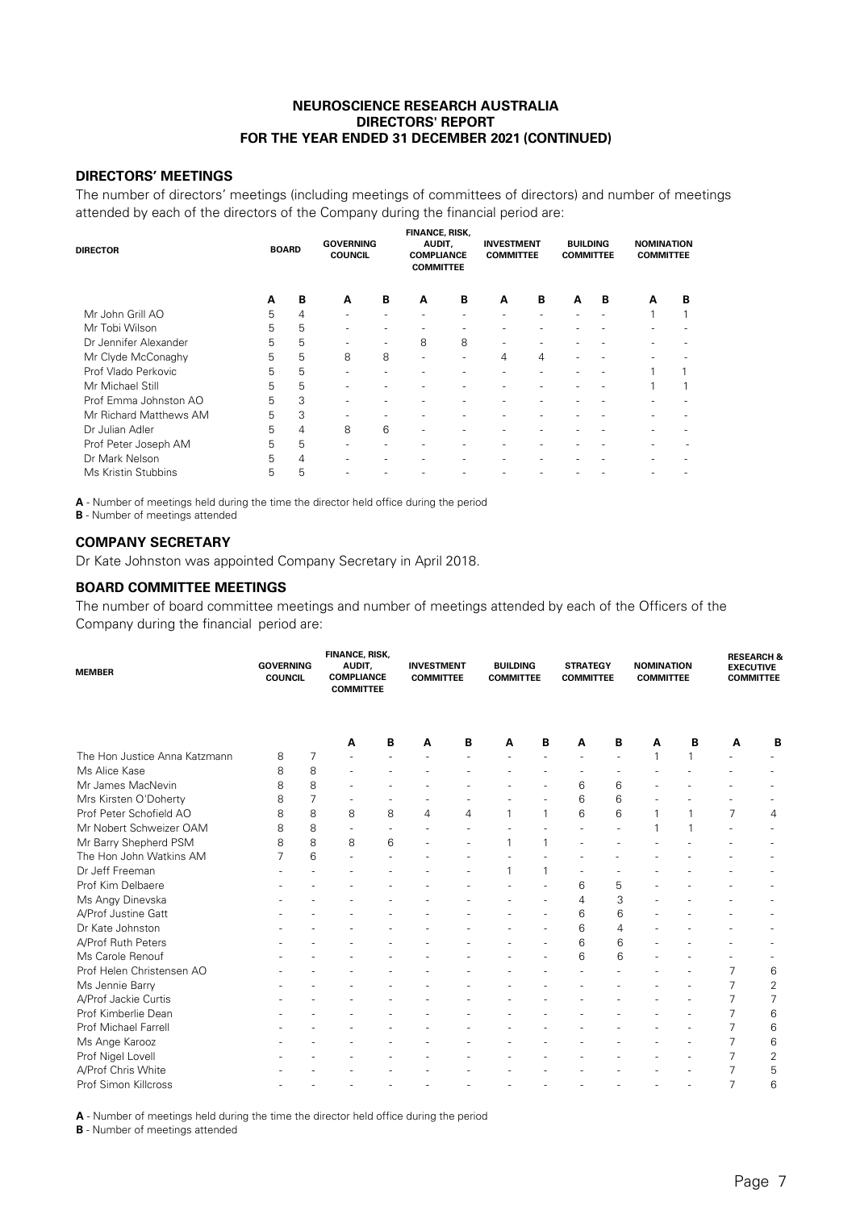# NEUROSCIENCE RESEARCH AUSTRALIA
## DIRECTORS' REPORT
## FOR THE YEAR ENDED 31 DECEMBER 2021 (CONTINUED)

### DIRECTORS' MEETINGS

The number of directors' meetings (including meetings of committees of directors) and number of meetings attended by each of the directors of the Company during the financial period are:

| DIRECTOR | BOARD | | GOVERNING COUNCIL | | FINANCE, RISK, AUDIT, COMPLIANCE COMMITTEE | | INVESTMENT COMMITTEE | | BUILDING COMMITTEE | | NOMINATION COMMITTEE | |
|---|---|---|---|---|---|---|---|---|---|---|---|---|
| | A | B | A | B | A | B | A | B | A | B | A | B |
| Mr John Grill AO | 5 | 4 | - | - | - | - | - | - | - | - | 1 | 1 |
| Mr Tobi Wilson | 5 | 5 | - | - | - | - | - | - | - | - | - | - |
| Dr Jennifer Alexander | 5 | 5 | - | - | 8 | 8 | - | - | - | - | - | - |
| Mr Clyde McConaghy | 5 | 5 | 8 | 8 | - | - | 4 | 4 | - | - | - | - |
| Prof Vlado Perkovic | 5 | 5 | - | - | - | - | - | - | - | - | 1 | 1 |
| Mr Michael Still | 5 | 5 | - | - | - | - | - | - | - | - | 1 | 1 |
| Prof Emma Johnston AO | 5 | 3 | - | - | - | - | - | - | - | - | - | - |
| Mr Richard Matthews AM | 5 | 3 | - | - | - | - | - | - | - | - | - | - |
| Dr Julian Adler | 5 | 4 | 8 | 6 | - | - | - | - | - | - | - | - |
| Prof Peter Joseph AM | 5 | 5 | - | - | - | - | - | - | - | - | - | - |
| Dr Mark Nelson | 5 | 4 | - | - | - | - | - | - | - | - | - | - |
| Ms Kristin Stubbins | 5 | 5 | - | - | - | - | - | - | - | - | - | - |

**A** - Number of meetings held during the time the director held office during the period
**B** - Number of meetings attended

### COMPANY SECRETARY

Dr Kate Johnston was appointed Company Secretary in April 2018.

### BOARD COMMITTEE MEETINGS

The number of board committee meetings and number of meetings attended by each of the Officers of the Company during the financial period are:

| MEMBER | GOVERNING COUNCIL | | FINANCE, RISK, AUDIT, COMPLIANCE COMMITTEE | | INVESTMENT COMMITTEE | | BUILDING COMMITTEE | | STRATEGY COMMITTEE | | NOMINATION COMMITTEE | | RESEARCH & EXECUTIVE COMMITTEE | |
|---|---|---|---|---|---|---|---|---|---|---|---|---|---|---|
| | | | A | B | A | B | A | B | A | B | A | B | A | B |
| The Hon Justice Anna Katzmann | 8 | 7 | - | - | - | - | - | - | - | - | 1 | 1 | - | - |
| Ms Alice Kase | 8 | 8 | - | - | - | - | - | - | - | - | - | - | - | - |
| Mr James MacNevin | 8 | 8 | - | - | - | - | - | - | 6 | 6 | - | - | - | - |
| Mrs Kirsten O'Doherty | 8 | 7 | - | - | - | - | - | - | 6 | 6 | - | - | - | - |
| Prof Peter Schofield AO | 8 | 8 | 8 | 8 | 4 | 4 | 1 | 1 | 6 | 6 | 1 | 1 | 7 | 4 |
| Mr Nobert Schweizer OAM | 8 | 8 | - | - | - | - | - | - | - | - | 1 | 1 | - | - |
| Mr Barry Shepherd PSM | 8 | 8 | 8 | 6 | - | - | 1 | 1 | - | - | - | - | - | - |
| The Hon John Watkins AM | 7 | 6 | - | - | - | - | - | - | - | - | - | - | - | - |
| Dr Jeff Freeman | - | - | - | - | - | - | 1 | 1 | - | - | - | - | - | - |
| Prof Kim Delbaere | - | - | - | - | - | - | - | - | 6 | 5 | - | - | - | - |
| Ms Angy Dinevska | - | - | - | - | - | - | - | - | 4 | 3 | - | - | - | - |
| A/Prof Justine Gatt | - | - | - | - | - | - | - | - | 6 | 6 | - | - | - | - |
| Dr Kate Johnston | - | - | - | - | - | - | - | - | 6 | 4 | - | - | - | - |
| A/Prof Ruth Peters | - | - | - | - | - | - | - | - | 6 | 6 | - | - | - | - |
| Ms Carole Renouf | - | - | - | - | - | - | - | - | 6 | 6 | - | - | - | - |
| Prof Helen Christensen AO | - | - | - | - | - | - | - | - | - | - | - | - | 7 | 6 |
| Ms Jennie Barry | - | - | - | - | - | - | - | - | - | - | - | - | 7 | 2 |
| A/Prof Jackie Curtis | - | - | - | - | - | - | - | - | - | - | - | - | 7 | 7 |
| Prof Kimberlie Dean | - | - | - | - | - | - | - | - | - | - | - | - | 7 | 6 |
| Prof Michael Farrell | - | - | - | - | - | - | - | - | - | - | - | - | 7 | 6 |
| Ms Ange Karooz | - | - | - | - | - | - | - | - | - | - | - | - | 7 | 6 |
| Prof Nigel Lovell | - | - | - | - | - | - | - | - | - | - | - | - | 7 | 2 |
| A/Prof Chris White | - | - | - | - | - | - | - | - | - | - | - | - | 7 | 5 |
| Prof Simon Killcross | - | - | - | - | - | - | - | - | - | - | - | - | 7 | 6 |

**A** - Number of meetings held during the time the director held office during the period
**B** - Number of meetings attended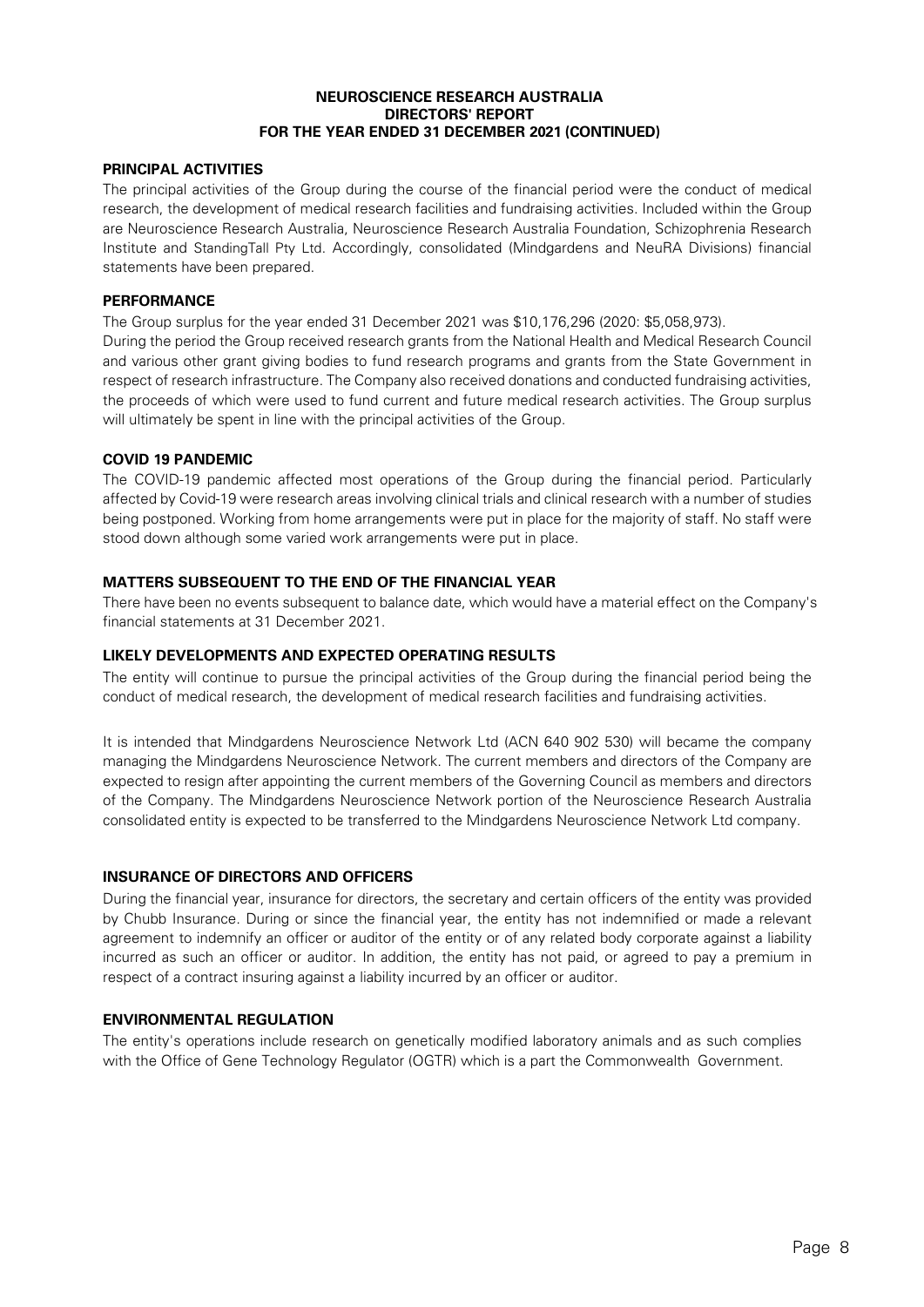**NEUROSCIENCE RESEARCH AUSTRALIA**
**DIRECTORS' REPORT**
**FOR THE YEAR ENDED 31 DECEMBER 2021 (CONTINUED)**

## PRINCIPAL ACTIVITIES

The principal activities of the Group during the course of the financial period were the conduct of medical research, the development of medical research facilities and fundraising activities. Included within the Group are Neuroscience Research Australia, Neuroscience Research Australia Foundation, Schizophrenia Research Institute and StandingTall Pty Ltd. Accordingly, consolidated (Mindgardens and NeuRA Divisions) financial statements have been prepared.

## PERFORMANCE

The Group surplus for the year ended 31 December 2021 was $10,176,296 (2020: $5,058,973).

During the period the Group received research grants from the National Health and Medical Research Council and various other grant giving bodies to fund research programs and grants from the State Government in respect of research infrastructure. The Company also received donations and conducted fundraising activities, the proceeds of which were used to fund current and future medical research activities. The Group surplus will ultimately be spent in line with the principal activities of the Group.

## COVID 19 PANDEMIC

The COVID-19 pandemic affected most operations of the Group during the financial period. Particularly affected by Covid-19 were research areas involving clinical trials and clinical research with a number of studies being postponed. Working from home arrangements were put in place for the majority of staff. No staff were stood down although some varied work arrangements were put in place.

## MATTERS SUBSEQUENT TO THE END OF THE FINANCIAL YEAR

There have been no events subsequent to balance date, which would have a material effect on the Company's financial statements at 31 December 2021.

## LIKELY DEVELOPMENTS AND EXPECTED OPERATING RESULTS

The entity will continue to pursue the principal activities of the Group during the financial period being the conduct of medical research, the development of medical research facilities and fundraising activities.

It is intended that Mindgardens Neuroscience Network Ltd (ACN 640 902 530) will became the company managing the Mindgardens Neuroscience Network. The current members and directors of the Company are expected to resign after appointing the current members of the Governing Council as members and directors of the Company. The Mindgardens Neuroscience Network portion of the Neuroscience Research Australia consolidated entity is expected to be transferred to the Mindgardens Neuroscience Network Ltd company.

## INSURANCE OF DIRECTORS AND OFFICERS

During the financial year, insurance for directors, the secretary and certain officers of the entity was provided by Chubb Insurance. During or since the financial year, the entity has not indemnified or made a relevant agreement to indemnify an officer or auditor of the entity or of any related body corporate against a liability incurred as such an officer or auditor. In addition, the entity has not paid, or agreed to pay a premium in respect of a contract insuring against a liability incurred by an officer or auditor.

## ENVIRONMENTAL REGULATION

The entity's operations include research on genetically modified laboratory animals and as such complies with the Office of Gene Technology Regulator (OGTR) which is a part the Commonwealth Government.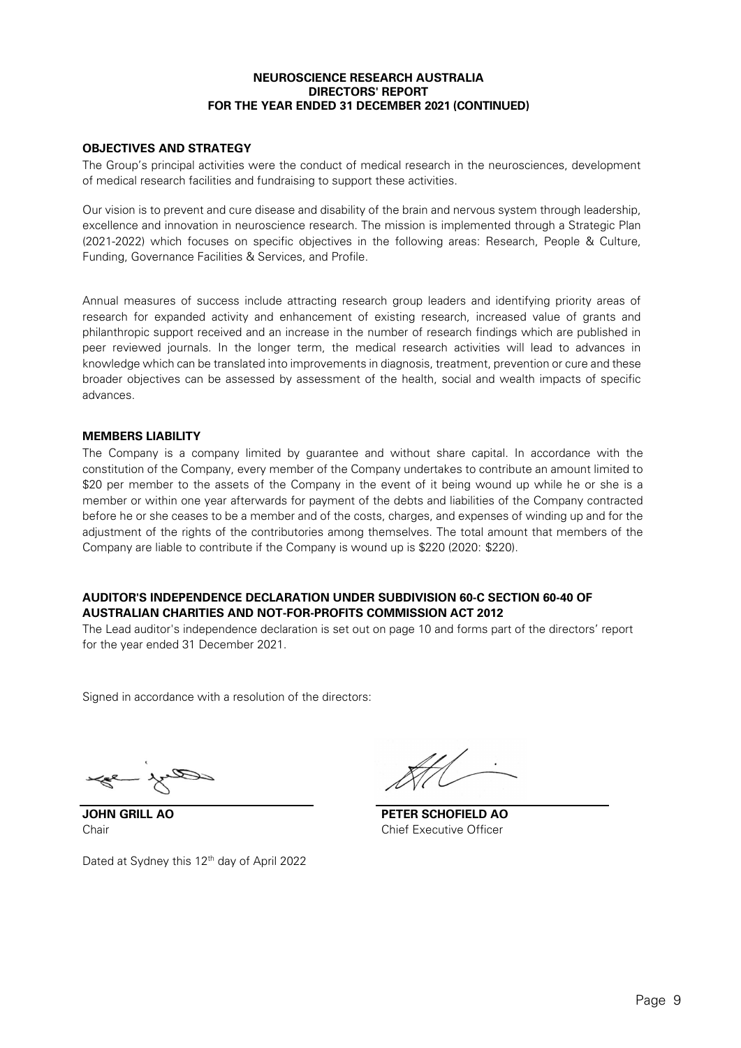**NEUROSCIENCE RESEARCH AUSTRALIA**
**DIRECTORS' REPORT**
**FOR THE YEAR ENDED 31 DECEMBER 2021 (CONTINUED)**

## OBJECTIVES AND STRATEGY

The Group's principal activities were the conduct of medical research in the neurosciences, development of medical research facilities and fundraising to support these activities.

Our vision is to prevent and cure disease and disability of the brain and nervous system through leadership, excellence and innovation in neuroscience research. The mission is implemented through a Strategic Plan (2021-2022) which focuses on specific objectives in the following areas: Research, People & Culture, Funding, Governance Facilities & Services, and Profile.

Annual measures of success include attracting research group leaders and identifying priority areas of research for expanded activity and enhancement of existing research, increased value of grants and philanthropic support received and an increase in the number of research findings which are published in peer reviewed journals. In the longer term, the medical research activities will lead to advances in knowledge which can be translated into improvements in diagnosis, treatment, prevention or cure and these broader objectives can be assessed by assessment of the health, social and wealth impacts of specific advances.

## MEMBERS LIABILITY

The Company is a company limited by guarantee and without share capital. In accordance with the constitution of the Company, every member of the Company undertakes to contribute an amount limited to $20 per member to the assets of the Company in the event of it being wound up while he or she is a member or within one year afterwards for payment of the debts and liabilities of the Company contracted before he or she ceases to be a member and of the costs, charges, and expenses of winding up and for the adjustment of the rights of the contributories among themselves. The total amount that members of the Company are liable to contribute if the Company is wound up is $220 (2020: $220).

## AUDITOR'S INDEPENDENCE DECLARATION UNDER SUBDIVISION 60-C SECTION 60-40 OF AUSTRALIAN CHARITIES AND NOT-FOR-PROFITS COMMISSION ACT 2012

The Lead auditor's independence declaration is set out on page 10 and forms part of the directors' report for the year ended 31 December 2021.

Signed in accordance with a resolution of the directors:

**JOHN GRILL AO**
Chair

**PETER SCHOFIELD AO**
Chief Executive Officer

Dated at Sydney this 12th day of April 2022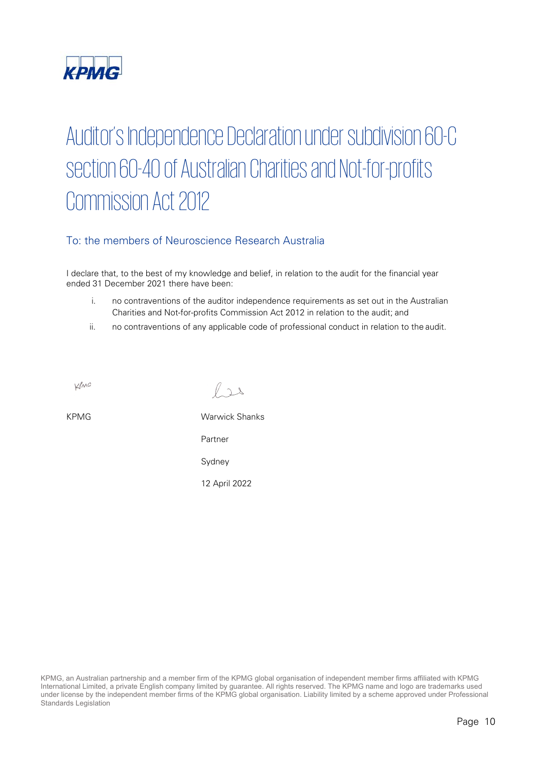KPMG

# Auditor's Independence Declaration under subdivision 60-C section 60-40 of Australian Charities and Not-for-profits Commission Act 2012

## To: the members of Neuroscience Research Australia

I declare that, to the best of my knowledge and belief, in relation to the audit for the financial year ended 31 December 2021 there have been:

i. no contraventions of the auditor independence requirements as set out in the Australian Charities and Not-for-profits Commission Act 2012 in relation to the audit; and

ii. no contraventions of any applicable code of professional conduct in relation to the audit.

KPMG

Warwick Shanks

Partner

Sydney

12 April 2022

KPMG, an Australian partnership and a member firm of the KPMG global organisation of independent member firms affiliated with KPMG International Limited, a private English company limited by guarantee. All rights reserved. The KPMG name and logo are trademarks used under license by the independent member firms of the KPMG global organisation. Liability limited by a scheme approved under Professional Standards Legislation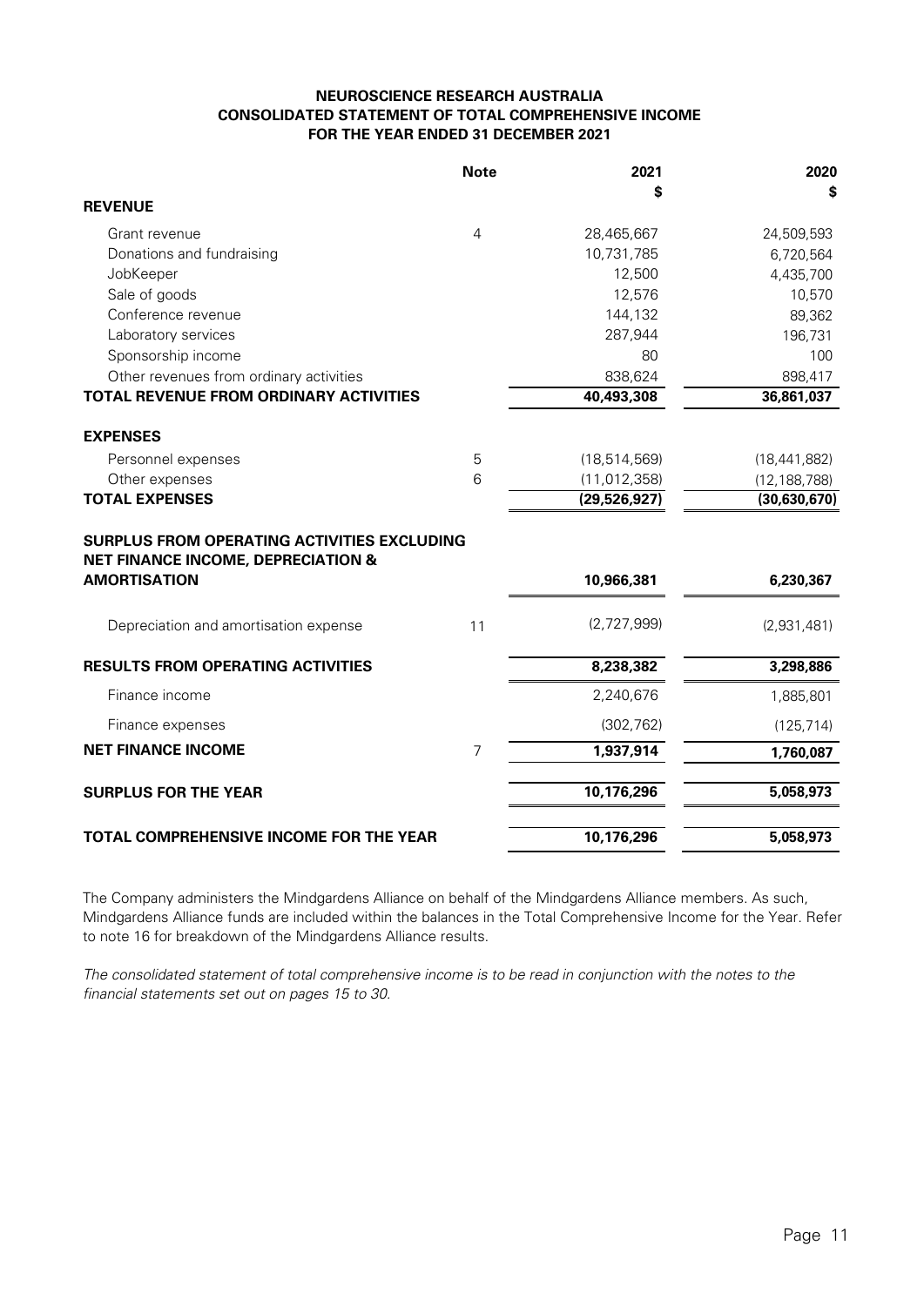# NEUROSCIENCE RESEARCH AUSTRALIA
## CONSOLIDATED STATEMENT OF TOTAL COMPREHENSIVE INCOME
## FOR THE YEAR ENDED 31 DECEMBER 2021

| | Note | 2021 $ | 2020 $ |
|---|---|---|---|
| **REVENUE** | | | |
| Grant revenue | 4 | 28,465,667 | 24,509,593 |
| Donations and fundraising | | 10,731,785 | 6,720,564 |
| JobKeeper | | 12,500 | 4,435,700 |
| Sale of goods | | 12,576 | 10,570 |
| Conference revenue | | 144,132 | 89,362 |
| Laboratory services | | 287,944 | 196,731 |
| Sponsorship income | | 80 | 100 |
| Other revenues from ordinary activities | | 838,624 | 898,417 |
| **TOTAL REVENUE FROM ORDINARY ACTIVITIES** | | **40,493,308** | **36,861,037** |
| **EXPENSES** | | | |
| Personnel expenses | 5 | (18,514,569) | (18,441,882) |
| Other expenses | 6 | (11,012,358) | (12,188,788) |
| **TOTAL EXPENSES** | | **(29,526,927)** | **(30,630,670)** |
| **SURPLUS FROM OPERATING ACTIVITIES EXCLUDING NET FINANCE INCOME, DEPRECIATION & AMORTISATION** | | **10,966,381** | **6,230,367** |
| Depreciation and amortisation expense | 11 | (2,727,999) | (2,931,481) |
| **RESULTS FROM OPERATING ACTIVITIES** | | **8,238,382** | **3,298,886** |
| Finance income | | 2,240,676 | 1,885,801 |
| Finance expenses | | (302,762) | (125,714) |
| **NET FINANCE INCOME** | 7 | **1,937,914** | **1,760,087** |
| **SURPLUS FOR THE YEAR** | | **10,176,296** | **5,058,973** |
| **TOTAL COMPREHENSIVE INCOME FOR THE YEAR** | | **10,176,296** | **5,058,973** |

The Company administers the Mindgardens Alliance on behalf of the Mindgardens Alliance members. As such, Mindgardens Alliance funds are included within the balances in the Total Comprehensive Income for the Year. Refer to note 16 for breakdown of the Mindgardens Alliance results.

*The consolidated statement of total comprehensive income is to be read in conjunction with the notes to the financial statements set out on pages 15 to 30.*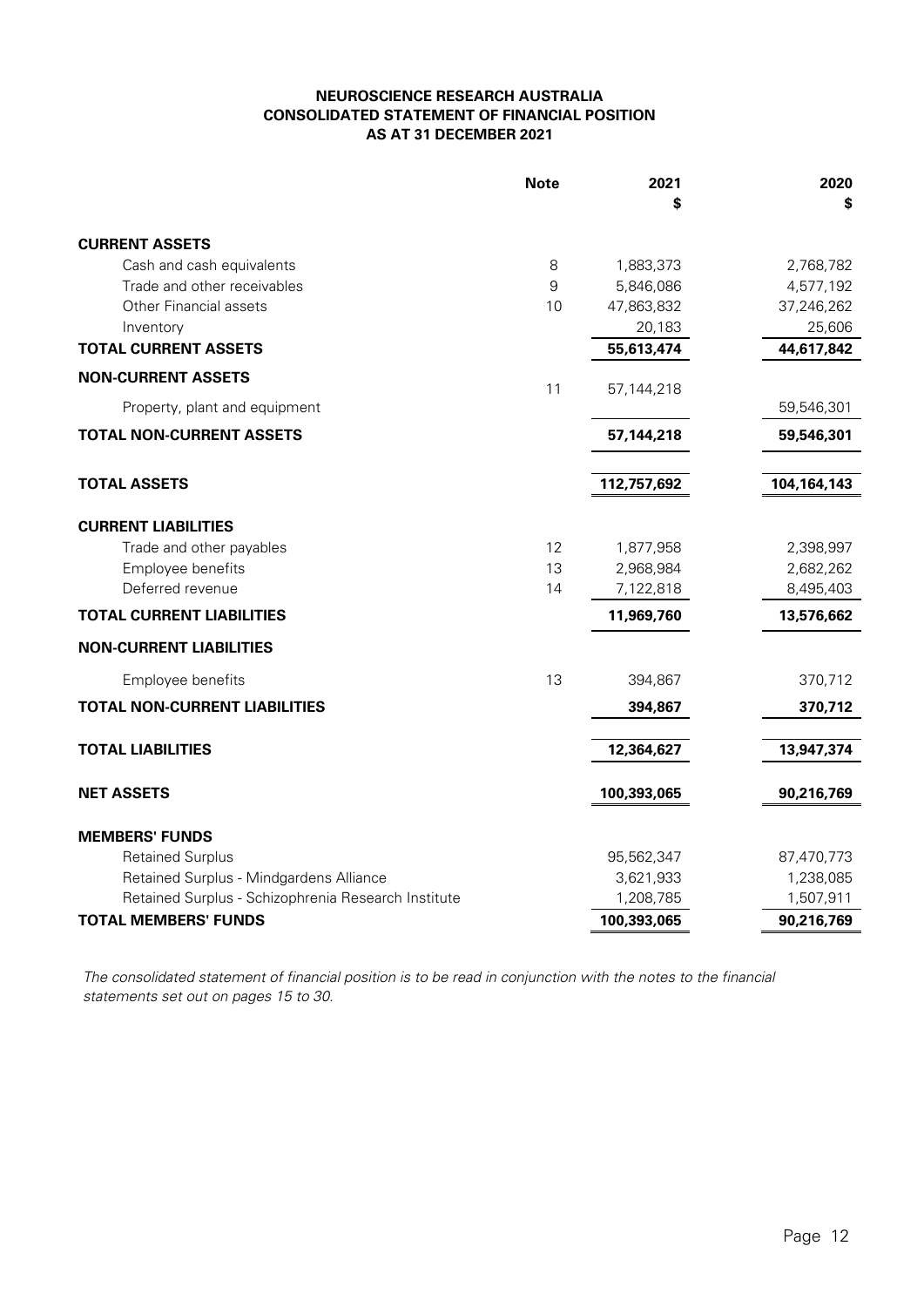**NEUROSCIENCE RESEARCH AUSTRALIA**
**CONSOLIDATED STATEMENT OF FINANCIAL POSITION**
**AS AT 31 DECEMBER 2021**

| | Note | 2021 $ | 2020 $ |
|---|---|---|---|
| **CURRENT ASSETS** | | | |
| Cash and cash equivalents | 8 | 1,883,373 | 2,768,782 |
| Trade and other receivables | 9 | 5,846,086 | 4,577,192 |
| Other Financial assets | 10 | 47,863,832 | 37,246,262 |
| Inventory | | 20,183 | 25,606 |
| **TOTAL CURRENT ASSETS** | | **55,613,474** | **44,617,842** |
| **NON-CURRENT ASSETS** | | | |
| Property, plant and equipment | 11 | 57,144,218 | 59,546,301 |
| **TOTAL NON-CURRENT ASSETS** | | **57,144,218** | **59,546,301** |
| **TOTAL ASSETS** | | **112,757,692** | **104,164,143** |
| **CURRENT LIABILITIES** | | | |
| Trade and other payables | 12 | 1,877,958 | 2,398,997 |
| Employee benefits | 13 | 2,968,984 | 2,682,262 |
| Deferred revenue | 14 | 7,122,818 | 8,495,403 |
| **TOTAL CURRENT LIABILITIES** | | **11,969,760** | **13,576,662** |
| **NON-CURRENT LIABILITIES** | | | |
| Employee benefits | 13 | 394,867 | 370,712 |
| **TOTAL NON-CURRENT LIABILITIES** | | **394,867** | **370,712** |
| **TOTAL LIABILITIES** | | **12,364,627** | **13,947,374** |
| **NET ASSETS** | | **100,393,065** | **90,216,769** |
| **MEMBERS' FUNDS** | | | |
| Retained Surplus | | 95,562,347 | 87,470,773 |
| Retained Surplus - Mindgardens Alliance | | 3,621,933 | 1,238,085 |
| Retained Surplus - Schizophrenia Research Institute | | 1,208,785 | 1,507,911 |
| **TOTAL MEMBERS' FUNDS** | | **100,393,065** | **90,216,769** |

*The consolidated statement of financial position is to be read in conjunction with the notes to the financial statements set out on pages 15 to 30.*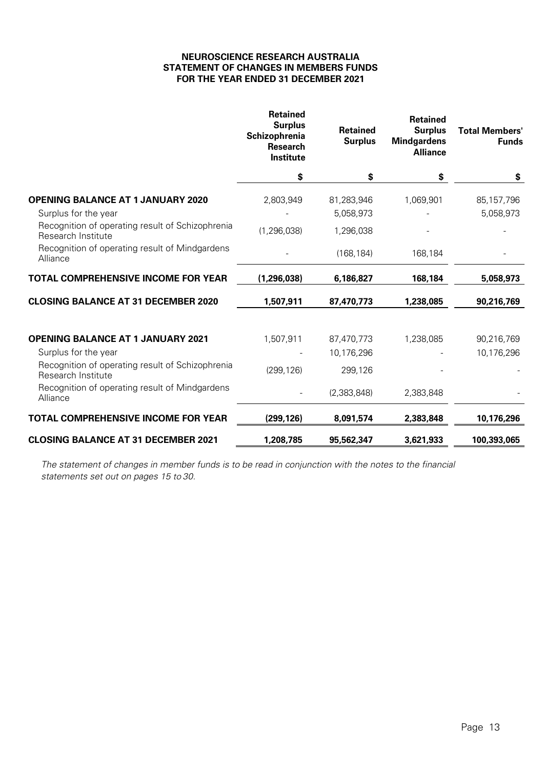# NEUROSCIENCE RESEARCH AUSTRALIA
## STATEMENT OF CHANGES IN MEMBERS FUNDS
## FOR THE YEAR ENDED 31 DECEMBER 2021

| | Retained Surplus Schizophrenia Research Institute | Retained Surplus | Retained Surplus Mindgardens Alliance | Total Members' Funds |
|---|---|---|---|---|
| | $ | $ | $ | $ |
| **OPENING BALANCE AT 1 JANUARY 2020** | 2,803,949 | 81,283,946 | 1,069,901 | 85,157,796 |
| Surplus for the year | - | 5,058,973 | - | 5,058,973 |
| Recognition of operating result of Schizophrenia Research Institute | (1,296,038) | 1,296,038 | - | - |
| Recognition of operating result of Mindgardens Alliance | - | (168,184) | 168,184 | - |
| **TOTAL COMPREHENSIVE INCOME FOR YEAR** | **(1,296,038)** | **6,186,827** | **168,184** | **5,058,973** |
| **CLOSING BALANCE AT 31 DECEMBER 2020** | **1,507,911** | **87,470,773** | **1,238,085** | **90,216,769** |
| | | | | |
| **OPENING BALANCE AT 1 JANUARY 2021** | 1,507,911 | 87,470,773 | 1,238,085 | 90,216,769 |
| Surplus for the year | - | 10,176,296 | - | 10,176,296 |
| Recognition of operating result of Schizophrenia Research Institute | (299,126) | 299,126 | - | - |
| Recognition of operating result of Mindgardens Alliance | - | (2,383,848) | 2,383,848 | - |
| **TOTAL COMPREHENSIVE INCOME FOR YEAR** | **(299,126)** | **8,091,574** | **2,383,848** | **10,176,296** |
| **CLOSING BALANCE AT 31 DECEMBER 2021** | **1,208,785** | **95,562,347** | **3,621,933** | **100,393,065** |

*The statement of changes in member funds is to be read in conjunction with the notes to the financial statements set out on pages 15 to 30.*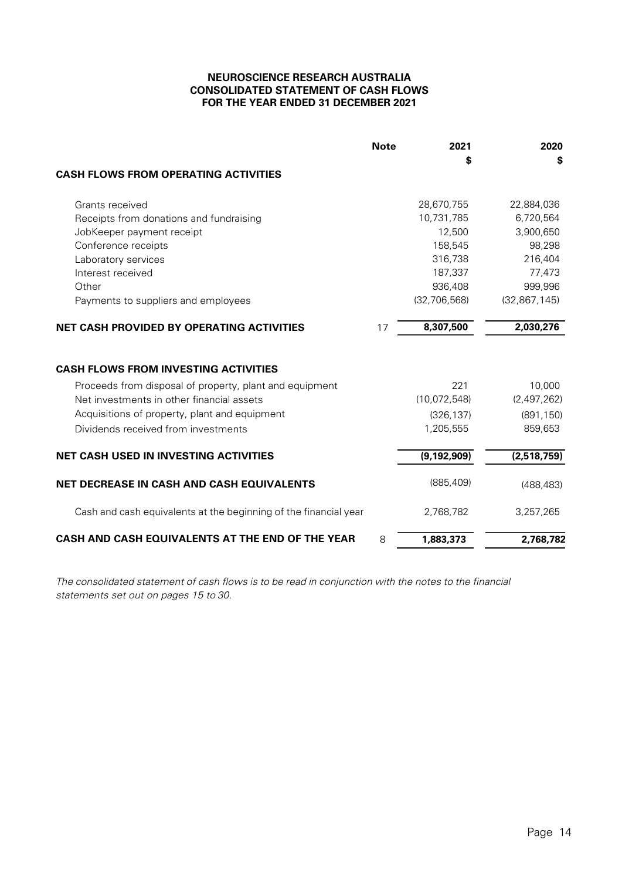# NEUROSCIENCE RESEARCH AUSTRALIA
## CONSOLIDATED STATEMENT OF CASH FLOWS
## FOR THE YEAR ENDED 31 DECEMBER 2021

| | Note | 2021<br>$ | 2020<br>$ |
|---|---|---|---|
| **CASH FLOWS FROM OPERATING ACTIVITIES** | | | |
| Grants received | | 28,670,755 | 22,884,036 |
| Receipts from donations and fundraising | | 10,731,785 | 6,720,564 |
| JobKeeper payment receipt | | 12,500 | 3,900,650 |
| Conference receipts | | 158,545 | 98,298 |
| Laboratory services | | 316,738 | 216,404 |
| Interest received | | 187,337 | 77,473 |
| Other | | 936,408 | 999,996 |
| Payments to suppliers and employees | | (32,706,568) | (32,867,145) |
| **NET CASH PROVIDED BY OPERATING ACTIVITIES** | 17 | **8,307,500** | **2,030,276** |
| **CASH FLOWS FROM INVESTING ACTIVITIES** | | | |
| Proceeds from disposal of property, plant and equipment | | 221 | 10,000 |
| Net investments in other financial assets | | (10,072,548) | (2,497,262) |
| Acquisitions of property, plant and equipment | | (326,137) | (891,150) |
| Dividends received from investments | | 1,205,555 | 859,653 |
| **NET CASH USED IN INVESTING ACTIVITIES** | | **(9,192,909)** | **(2,518,759)** |
| **NET DECREASE IN CASH AND CASH EQUIVALENTS** | | (885,409) | (488,483) |
| Cash and cash equivalents at the beginning of the financial year | | 2,768,782 | 3,257,265 |
| **CASH AND CASH EQUIVALENTS AT THE END OF THE YEAR** | 8 | **1,883,373** | **2,768,782** |

*The consolidated statement of cash flows is to be read in conjunction with the notes to the financial statements set out on pages 15 to 30.*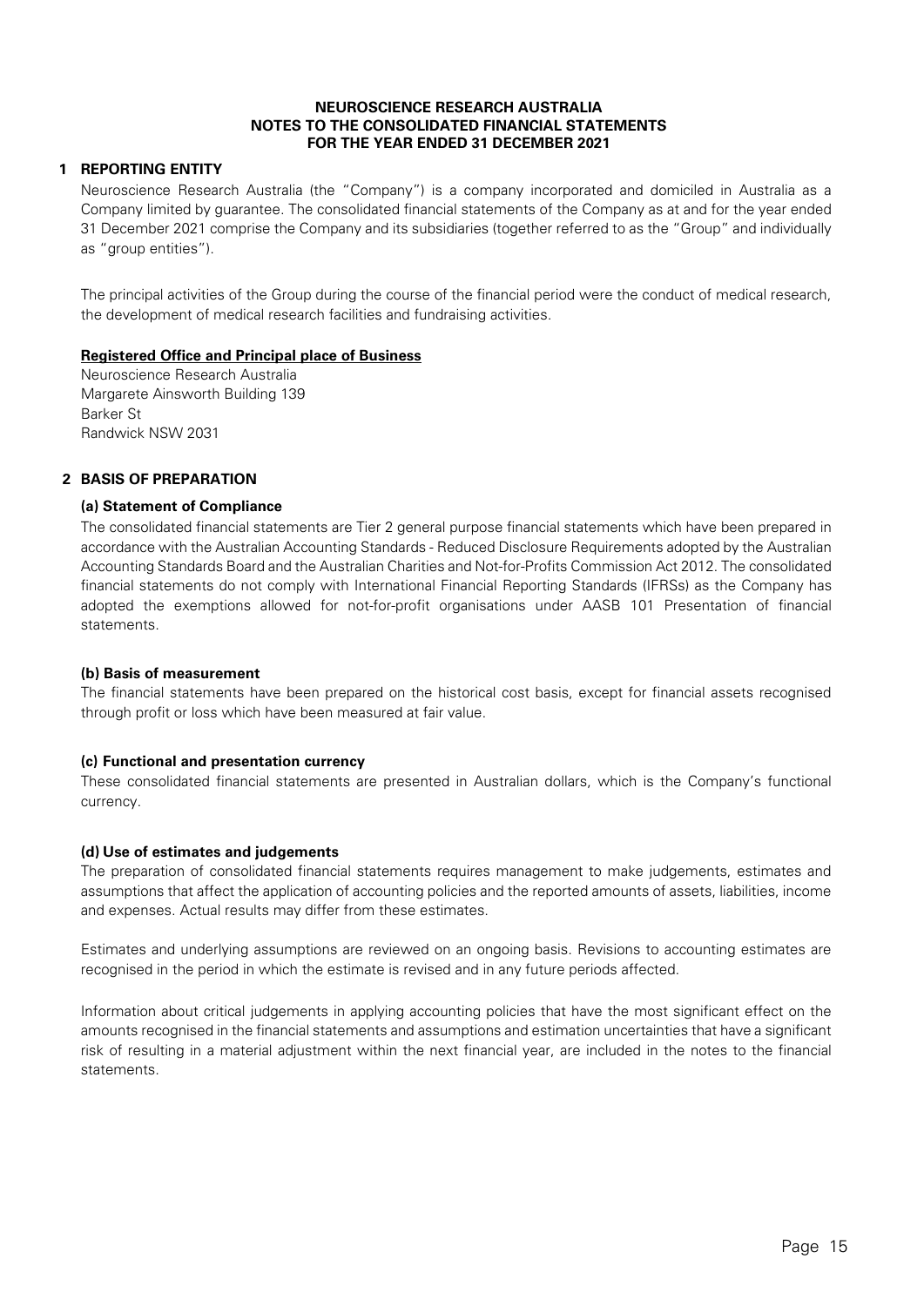**NEUROSCIENCE RESEARCH AUSTRALIA**
**NOTES TO THE CONSOLIDATED FINANCIAL STATEMENTS**
**FOR THE YEAR ENDED 31 DECEMBER 2021**

## 1 REPORTING ENTITY

Neuroscience Research Australia (the "Company") is a company incorporated and domiciled in Australia as a Company limited by guarantee. The consolidated financial statements of the Company as at and for the year ended 31 December 2021 comprise the Company and its subsidiaries (together referred to as the "Group" and individually as "group entities").

The principal activities of the Group during the course of the financial period were the conduct of medical research, the development of medical research facilities and fundraising activities.

**Registered Office and Principal place of Business**

Neuroscience Research Australia
Margarete Ainsworth Building 139
Barker St
Randwick NSW 2031

## 2 BASIS OF PREPARATION

### (a) Statement of Compliance

The consolidated financial statements are Tier 2 general purpose financial statements which have been prepared in accordance with the Australian Accounting Standards - Reduced Disclosure Requirements adopted by the Australian Accounting Standards Board and the Australian Charities and Not-for-Profits Commission Act 2012. The consolidated financial statements do not comply with International Financial Reporting Standards (IFRSs) as the Company has adopted the exemptions allowed for not-for-profit organisations under AASB 101 Presentation of financial statements.

### (b) Basis of measurement

The financial statements have been prepared on the historical cost basis, except for financial assets recognised through profit or loss which have been measured at fair value.

### (c) Functional and presentation currency

These consolidated financial statements are presented in Australian dollars, which is the Company's functional currency.

### (d) Use of estimates and judgements

The preparation of consolidated financial statements requires management to make judgements, estimates and assumptions that affect the application of accounting policies and the reported amounts of assets, liabilities, income and expenses. Actual results may differ from these estimates.

Estimates and underlying assumptions are reviewed on an ongoing basis. Revisions to accounting estimates are recognised in the period in which the estimate is revised and in any future periods affected.

Information about critical judgements in applying accounting policies that have the most significant effect on the amounts recognised in the financial statements and assumptions and estimation uncertainties that have a significant risk of resulting in a material adjustment within the next financial year, are included in the notes to the financial statements.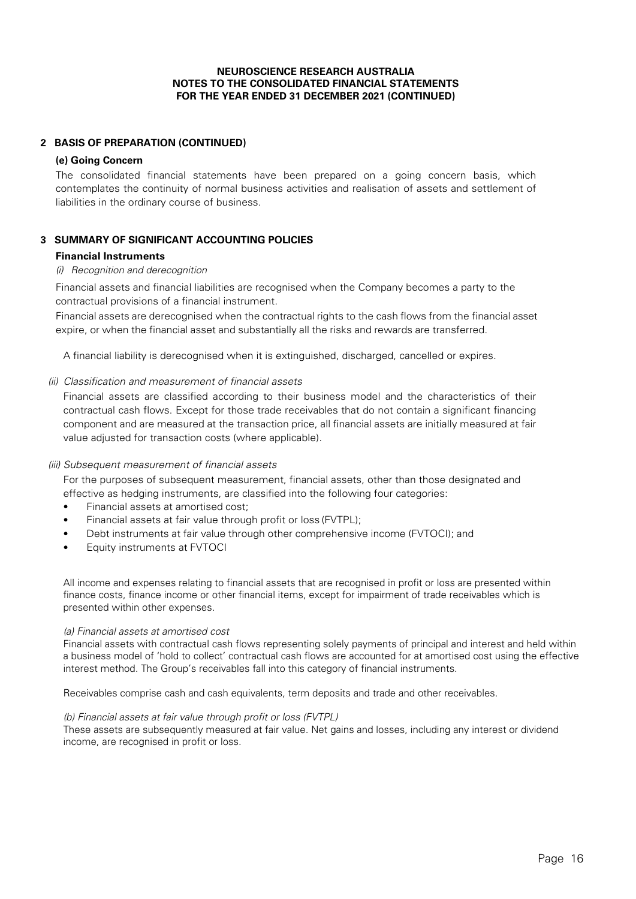## 2 BASIS OF PREPARATION (CONTINUED)

### (e) Going Concern

The consolidated financial statements have been prepared on a going concern basis, which contemplates the continuity of normal business activities and realisation of assets and settlement of liabilities in the ordinary course of business.

## 3 SUMMARY OF SIGNIFICANT ACCOUNTING POLICIES

### Financial Instruments

*(i) Recognition and derecognition*

Financial assets and financial liabilities are recognised when the Company becomes a party to the contractual provisions of a financial instrument.

Financial assets are derecognised when the contractual rights to the cash flows from the financial asset expire, or when the financial asset and substantially all the risks and rewards are transferred.

A financial liability is derecognised when it is extinguished, discharged, cancelled or expires.

*(ii) Classification and measurement of financial assets*

Financial assets are classified according to their business model and the characteristics of their contractual cash flows. Except for those trade receivables that do not contain a significant financing component and are measured at the transaction price, all financial assets are initially measured at fair value adjusted for transaction costs (where applicable).

*(iii) Subsequent measurement of financial assets*

For the purposes of subsequent measurement, financial assets, other than those designated and effective as hedging instruments, are classified into the following four categories:

- Financial assets at amortised cost;
- Financial assets at fair value through profit or loss (FVTPL);
- Debt instruments at fair value through other comprehensive income (FVTOCI); and
- Equity instruments at FVTOCI

All income and expenses relating to financial assets that are recognised in profit or loss are presented within finance costs, finance income or other financial items, except for impairment of trade receivables which is presented within other expenses.

*(a) Financial assets at amortised cost*

Financial assets with contractual cash flows representing solely payments of principal and interest and held within a business model of 'hold to collect' contractual cash flows are accounted for at amortised cost using the effective interest method. The Group's receivables fall into this category of financial instruments.

Receivables comprise cash and cash equivalents, term deposits and trade and other receivables.

*(b) Financial assets at fair value through profit or loss (FVTPL)*

These assets are subsequently measured at fair value. Net gains and losses, including any interest or dividend income, are recognised in profit or loss.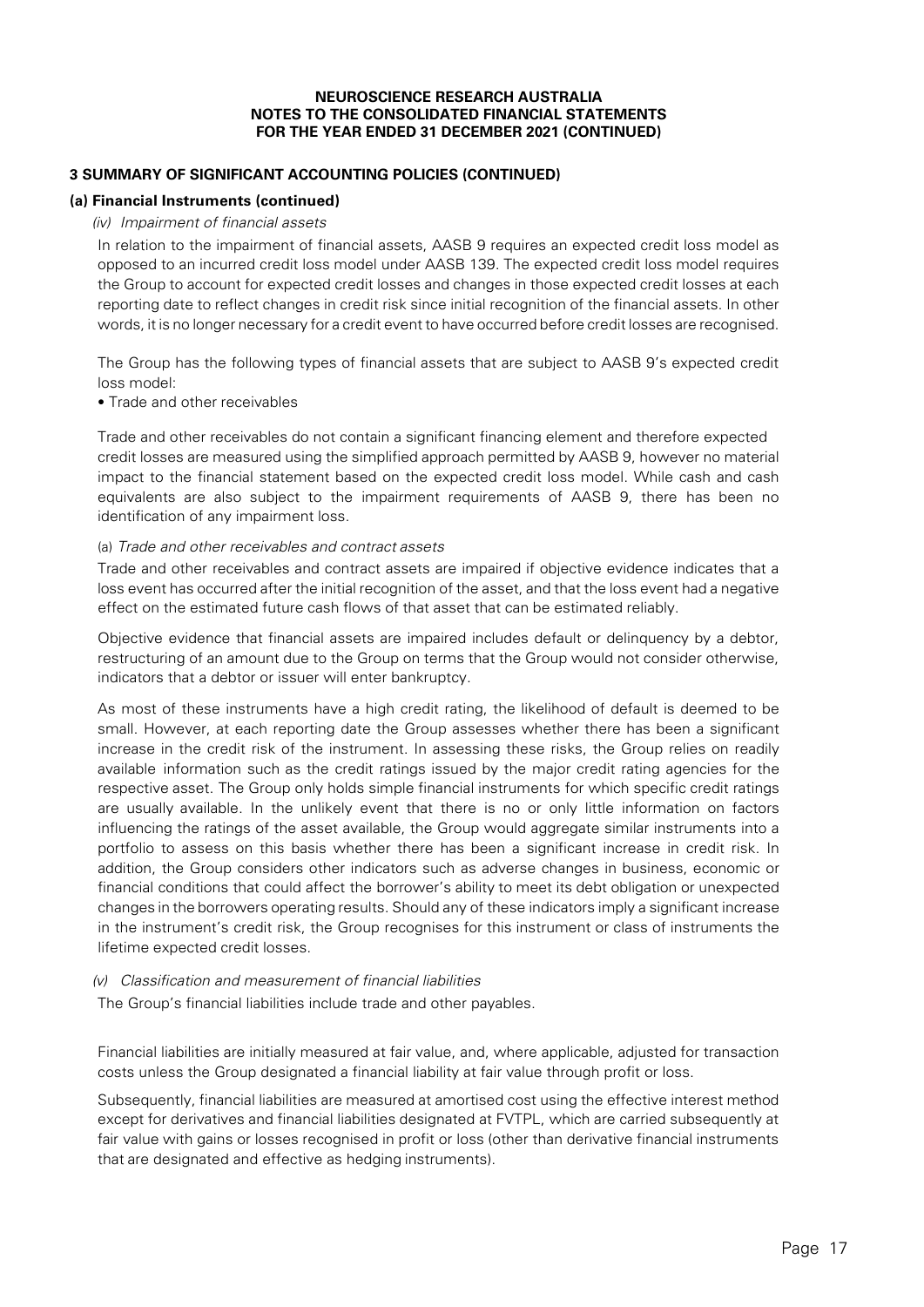## 3 SUMMARY OF SIGNIFICANT ACCOUNTING POLICIES (CONTINUED)

### (a) Financial Instruments (continued)

*(iv) Impairment of financial assets*

In relation to the impairment of financial assets, AASB 9 requires an expected credit loss model as opposed to an incurred credit loss model under AASB 139. The expected credit loss model requires the Group to account for expected credit losses and changes in those expected credit losses at each reporting date to reflect changes in credit risk since initial recognition of the financial assets. In other words, it is no longer necessary for a credit event to have occurred before credit losses are recognised.

The Group has the following types of financial assets that are subject to AASB 9's expected credit loss model:

- Trade and other receivables

Trade and other receivables do not contain a significant financing element and therefore expected credit losses are measured using the simplified approach permitted by AASB 9, however no material impact to the financial statement based on the expected credit loss model. While cash and cash equivalents are also subject to the impairment requirements of AASB 9, there has been no identification of any impairment loss.

(a) *Trade and other receivables and contract assets*

Trade and other receivables and contract assets are impaired if objective evidence indicates that a loss event has occurred after the initial recognition of the asset, and that the loss event had a negative effect on the estimated future cash flows of that asset that can be estimated reliably.

Objective evidence that financial assets are impaired includes default or delinquency by a debtor, restructuring of an amount due to the Group on terms that the Group would not consider otherwise, indicators that a debtor or issuer will enter bankruptcy.

As most of these instruments have a high credit rating, the likelihood of default is deemed to be small. However, at each reporting date the Group assesses whether there has been a significant increase in the credit risk of the instrument. In assessing these risks, the Group relies on readily available information such as the credit ratings issued by the major credit rating agencies for the respective asset. The Group only holds simple financial instruments for which specific credit ratings are usually available. In the unlikely event that there is no or only little information on factors influencing the ratings of the asset available, the Group would aggregate similar instruments into a portfolio to assess on this basis whether there has been a significant increase in credit risk. In addition, the Group considers other indicators such as adverse changes in business, economic or financial conditions that could affect the borrower's ability to meet its debt obligation or unexpected changes in the borrowers operating results. Should any of these indicators imply a significant increase in the instrument's credit risk, the Group recognises for this instrument or class of instruments the lifetime expected credit losses.

*(v) Classification and measurement of financial liabilities*

The Group's financial liabilities include trade and other payables.

Financial liabilities are initially measured at fair value, and, where applicable, adjusted for transaction costs unless the Group designated a financial liability at fair value through profit or loss.

Subsequently, financial liabilities are measured at amortised cost using the effective interest method except for derivatives and financial liabilities designated at FVTPL, which are carried subsequently at fair value with gains or losses recognised in profit or loss (other than derivative financial instruments that are designated and effective as hedging instruments).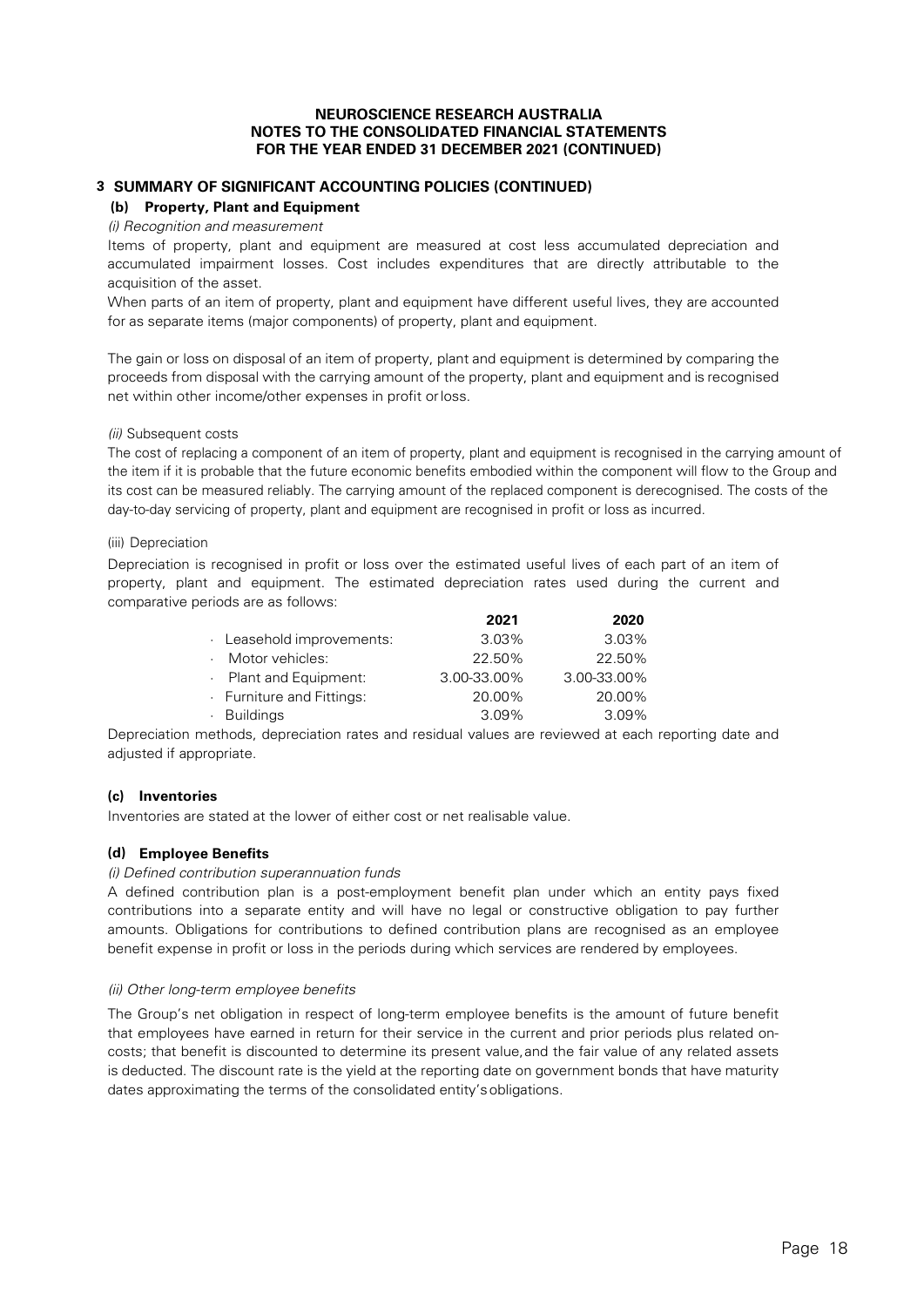## 3 SUMMARY OF SIGNIFICANT ACCOUNTING POLICIES (CONTINUED)

### (b) Property, Plant and Equipment

*(i) Recognition and measurement*

Items of property, plant and equipment are measured at cost less accumulated depreciation and accumulated impairment losses. Cost includes expenditures that are directly attributable to the acquisition of the asset.

When parts of an item of property, plant and equipment have different useful lives, they are accounted for as separate items (major components) of property, plant and equipment.

The gain or loss on disposal of an item of property, plant and equipment is determined by comparing the proceeds from disposal with the carrying amount of the property, plant and equipment and is recognised net within other income/other expenses in profit or loss.

*(ii)* Subsequent costs

The cost of replacing a component of an item of property, plant and equipment is recognised in the carrying amount of the item if it is probable that the future economic benefits embodied within the component will flow to the Group and its cost can be measured reliably. The carrying amount of the replaced component is derecognised. The costs of the day-to-day servicing of property, plant and equipment are recognised in profit or loss as incurred.

(iii) Depreciation

Depreciation is recognised in profit or loss over the estimated useful lives of each part of an item of property, plant and equipment. The estimated depreciation rates used during the current and comparative periods are as follows:

| | 2021 | 2020 |
|---|---|---|
| · Leasehold improvements: | 3.03% | 3.03% |
| · Motor vehicles: | 22.50% | 22.50% |
| · Plant and Equipment: | 3.00-33.00% | 3.00-33.00% |
| · Furniture and Fittings: | 20.00% | 20.00% |
| · Buildings | 3.09% | 3.09% |

Depreciation methods, depreciation rates and residual values are reviewed at each reporting date and adjusted if appropriate.

### (c) Inventories

Inventories are stated at the lower of either cost or net realisable value.

### (d) Employee Benefits

*(i) Defined contribution superannuation funds*

A defined contribution plan is a post-employment benefit plan under which an entity pays fixed contributions into a separate entity and will have no legal or constructive obligation to pay further amounts. Obligations for contributions to defined contribution plans are recognised as an employee benefit expense in profit or loss in the periods during which services are rendered by employees.

*(ii) Other long-term employee benefits*

The Group's net obligation in respect of long-term employee benefits is the amount of future benefit that employees have earned in return for their service in the current and prior periods plus related on-costs; that benefit is discounted to determine its present value, and the fair value of any related assets is deducted. The discount rate is the yield at the reporting date on government bonds that have maturity dates approximating the terms of the consolidated entity's obligations.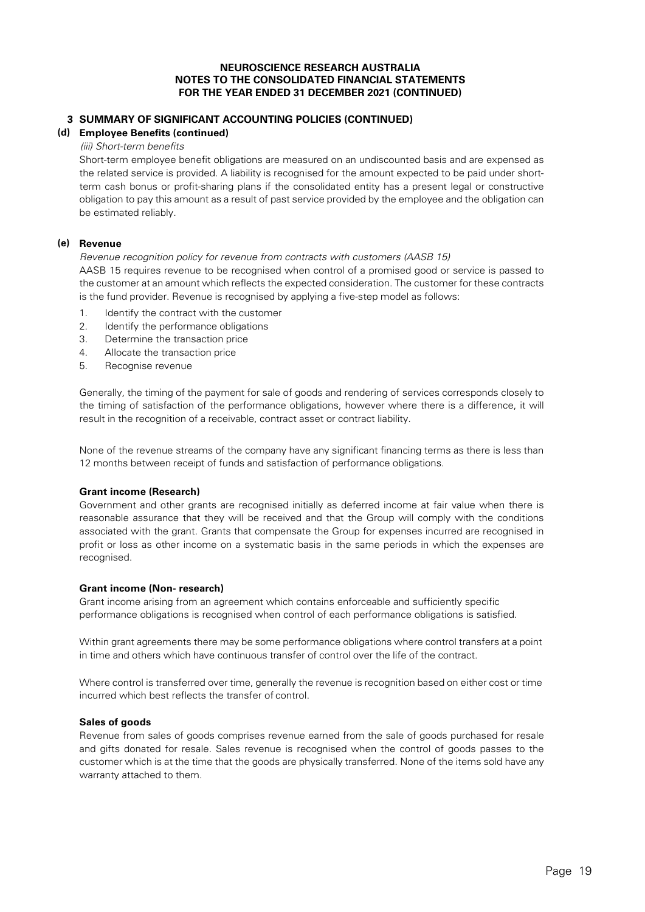# NEUROSCIENCE RESEARCH AUSTRALIA
## NOTES TO THE CONSOLIDATED FINANCIAL STATEMENTS
## FOR THE YEAR ENDED 31 DECEMBER 2021 (CONTINUED)

### 3 SUMMARY OF SIGNIFICANT ACCOUNTING POLICIES (CONTINUED)

#### (d) Employee Benefits (continued)

*(iii) Short-term benefits*

Short-term employee benefit obligations are measured on an undiscounted basis and are expensed as the related service is provided. A liability is recognised for the amount expected to be paid under short-term cash bonus or profit-sharing plans if the consolidated entity has a present legal or constructive obligation to pay this amount as a result of past service provided by the employee and the obligation can be estimated reliably.

#### (e) Revenue

*Revenue recognition policy for revenue from contracts with customers (AASB 15)*

AASB 15 requires revenue to be recognised when control of a promised good or service is passed to the customer at an amount which reflects the expected consideration. The customer for these contracts is the fund provider. Revenue is recognised by applying a five-step model as follows:

1. Identify the contract with the customer
2. Identify the performance obligations
3. Determine the transaction price
4. Allocate the transaction price
5. Recognise revenue

Generally, the timing of the payment for sale of goods and rendering of services corresponds closely to the timing of satisfaction of the performance obligations, however where there is a difference, it will result in the recognition of a receivable, contract asset or contract liability.

None of the revenue streams of the company have any significant financing terms as there is less than 12 months between receipt of funds and satisfaction of performance obligations.

**Grant income (Research)**

Government and other grants are recognised initially as deferred income at fair value when there is reasonable assurance that they will be received and that the Group will comply with the conditions associated with the grant. Grants that compensate the Group for expenses incurred are recognised in profit or loss as other income on a systematic basis in the same periods in which the expenses are recognised.

**Grant income (Non- research)**

Grant income arising from an agreement which contains enforceable and sufficiently specific performance obligations is recognised when control of each performance obligations is satisfied.

Within grant agreements there may be some performance obligations where control transfers at a point in time and others which have continuous transfer of control over the life of the contract.

Where control is transferred over time, generally the revenue is recognition based on either cost or time incurred which best reflects the transfer of control.

**Sales of goods**

Revenue from sales of goods comprises revenue earned from the sale of goods purchased for resale and gifts donated for resale. Sales revenue is recognised when the control of goods passes to the customer which is at the time that the goods are physically transferred. None of the items sold have any warranty attached to them.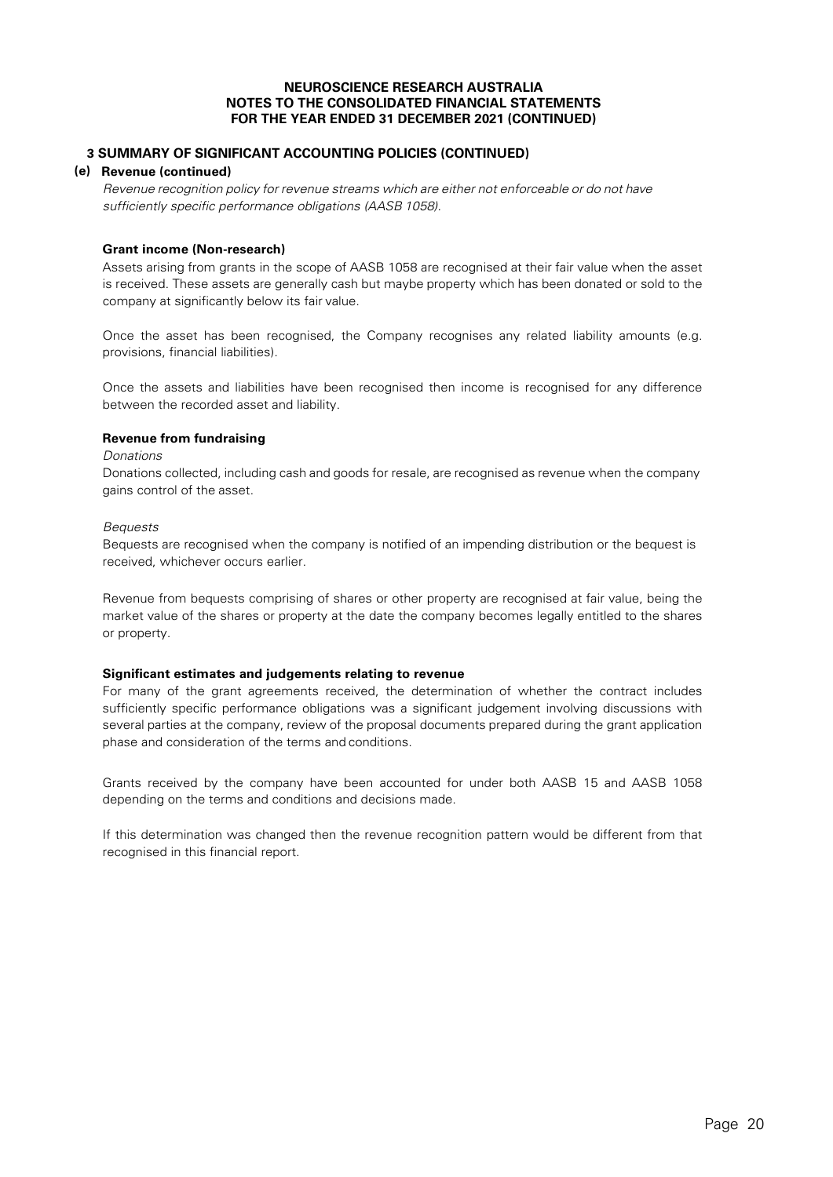## 3 SUMMARY OF SIGNIFICANT ACCOUNTING POLICIES (CONTINUED)

### (e) Revenue (continued)

*Revenue recognition policy for revenue streams which are either not enforceable or do not have sufficiently specific performance obligations (AASB 1058).*

**Grant income (Non-research)**

Assets arising from grants in the scope of AASB 1058 are recognised at their fair value when the asset is received. These assets are generally cash but maybe property which has been donated or sold to the company at significantly below its fair value.

Once the asset has been recognised, the Company recognises any related liability amounts (e.g. provisions, financial liabilities).

Once the assets and liabilities have been recognised then income is recognised for any difference between the recorded asset and liability.

**Revenue from fundraising**

*Donations*

Donations collected, including cash and goods for resale, are recognised as revenue when the company gains control of the asset.

*Bequests*

Bequests are recognised when the company is notified of an impending distribution or the bequest is received, whichever occurs earlier.

Revenue from bequests comprising of shares or other property are recognised at fair value, being the market value of the shares or property at the date the company becomes legally entitled to the shares or property.

**Significant estimates and judgements relating to revenue**

For many of the grant agreements received, the determination of whether the contract includes sufficiently specific performance obligations was a significant judgement involving discussions with several parties at the company, review of the proposal documents prepared during the grant application phase and consideration of the terms and conditions.

Grants received by the company have been accounted for under both AASB 15 and AASB 1058 depending on the terms and conditions and decisions made.

If this determination was changed then the revenue recognition pattern would be different from that recognised in this financial report.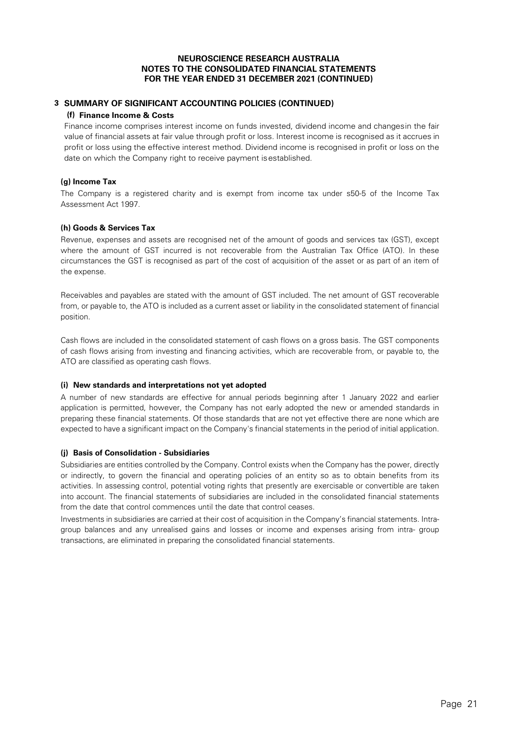## 3 SUMMARY OF SIGNIFICANT ACCOUNTING POLICIES (CONTINUED)

### (f) Finance Income & Costs

Finance income comprises interest income on funds invested, dividend income and changesin the fair value of financial assets at fair value through profit or loss. Interest income is recognised as it accrues in profit or loss using the effective interest method. Dividend income is recognised in profit or loss on the date on which the Company right to receive payment isestablished.

### (g) Income Tax

The Company is a registered charity and is exempt from income tax under s50-5 of the Income Tax Assessment Act 1997.

### (h) Goods & Services Tax

Revenue, expenses and assets are recognised net of the amount of goods and services tax (GST), except where the amount of GST incurred is not recoverable from the Australian Tax Office (ATO). In these circumstances the GST is recognised as part of the cost of acquisition of the asset or as part of an item of the expense.

Receivables and payables are stated with the amount of GST included. The net amount of GST recoverable from, or payable to, the ATO is included as a current asset or liability in the consolidated statement of financial position.

Cash flows are included in the consolidated statement of cash flows on a gross basis. The GST components of cash flows arising from investing and financing activities, which are recoverable from, or payable to, the ATO are classified as operating cash flows.

### (i) New standards and interpretations not yet adopted

A number of new standards are effective for annual periods beginning after 1 January 2022 and earlier application is permitted, however, the Company has not early adopted the new or amended standards in preparing these financial statements. Of those standards that are not yet effective there are none which are expected to have a significant impact on the Company's financial statements in the period of initial application.

### (j) Basis of Consolidation - Subsidiaries

Subsidiaries are entities controlled by the Company. Control exists when the Company has the power, directly or indirectly, to govern the financial and operating policies of an entity so as to obtain benefits from its activities. In assessing control, potential voting rights that presently are exercisable or convertible are taken into account. The financial statements of subsidiaries are included in the consolidated financial statements from the date that control commences until the date that control ceases.

Investments in subsidiaries are carried at their cost of acquisition in the Company's financial statements. Intra-group balances and any unrealised gains and losses or income and expenses arising from intra- group transactions, are eliminated in preparing the consolidated financial statements.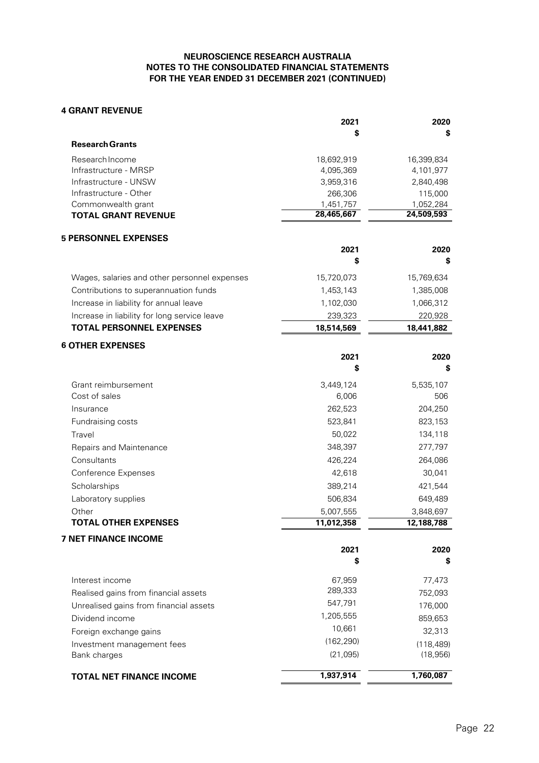**NEUROSCIENCE RESEARCH AUSTRALIA**
**NOTES TO THE CONSOLIDATED FINANCIAL STATEMENTS**
**FOR THE YEAR ENDED 31 DECEMBER 2021 (CONTINUED)**

## 4 GRANT REVENUE

| | 2021 | 2020 |
|---|---|---|
| | $ | $ |
| **Research Grants** | | |
| Research Income | 18,692,919 | 16,399,834 |
| Infrastructure - MRSP | 4,095,369 | 4,101,977 |
| Infrastructure - UNSW | 3,959,316 | 2,840,498 |
| Infrastructure - Other | 266,306 | 115,000 |
| Commonwealth grant | 1,451,757 | 1,052,284 |
| **TOTAL GRANT REVENUE** | **28,465,667** | **24,509,593** |

## 5 PERSONNEL EXPENSES

| | 2021 | 2020 |
|---|---|---|
| | $ | $ |
| Wages, salaries and other personnel expenses | 15,720,073 | 15,769,634 |
| Contributions to superannuation funds | 1,453,143 | 1,385,008 |
| Increase in liability for annual leave | 1,102,030 | 1,066,312 |
| Increase in liability for long service leave | 239,323 | 220,928 |
| **TOTAL PERSONNEL EXPENSES** | **18,514,569** | **18,441,882** |

## 6 OTHER EXPENSES

| | 2021 | 2020 |
|---|---|---|
| | $ | $ |
| Grant reimbursement | 3,449,124 | 5,535,107 |
| Cost of sales | 6,006 | 506 |
| Insurance | 262,523 | 204,250 |
| Fundraising costs | 523,841 | 823,153 |
| Travel | 50,022 | 134,118 |
| Repairs and Maintenance | 348,397 | 277,797 |
| Consultants | 426,224 | 264,086 |
| Conference Expenses | 42,618 | 30,041 |
| Scholarships | 389,214 | 421,544 |
| Laboratory supplies | 506,834 | 649,489 |
| Other | 5,007,555 | 3,848,697 |
| **TOTAL OTHER EXPENSES** | **11,012,358** | **12,188,788** |

## 7 NET FINANCE INCOME

| | 2021 | 2020 |
|---|---|---|
| | $ | $ |
| Interest income | 67,959 | 77,473 |
| Realised gains from financial assets | 289,333 | 752,093 |
| Unrealised gains from financial assets | 547,791 | 176,000 |
| Dividend income | 1,205,555 | 859,653 |
| Foreign exchange gains | 10,661 | 32,313 |
| Investment management fees | (162,290) | (118,489) |
| Bank charges | (21,095) | (18,956) |
| **TOTAL NET FINANCE INCOME** | **1,937,914** | **1,760,087** |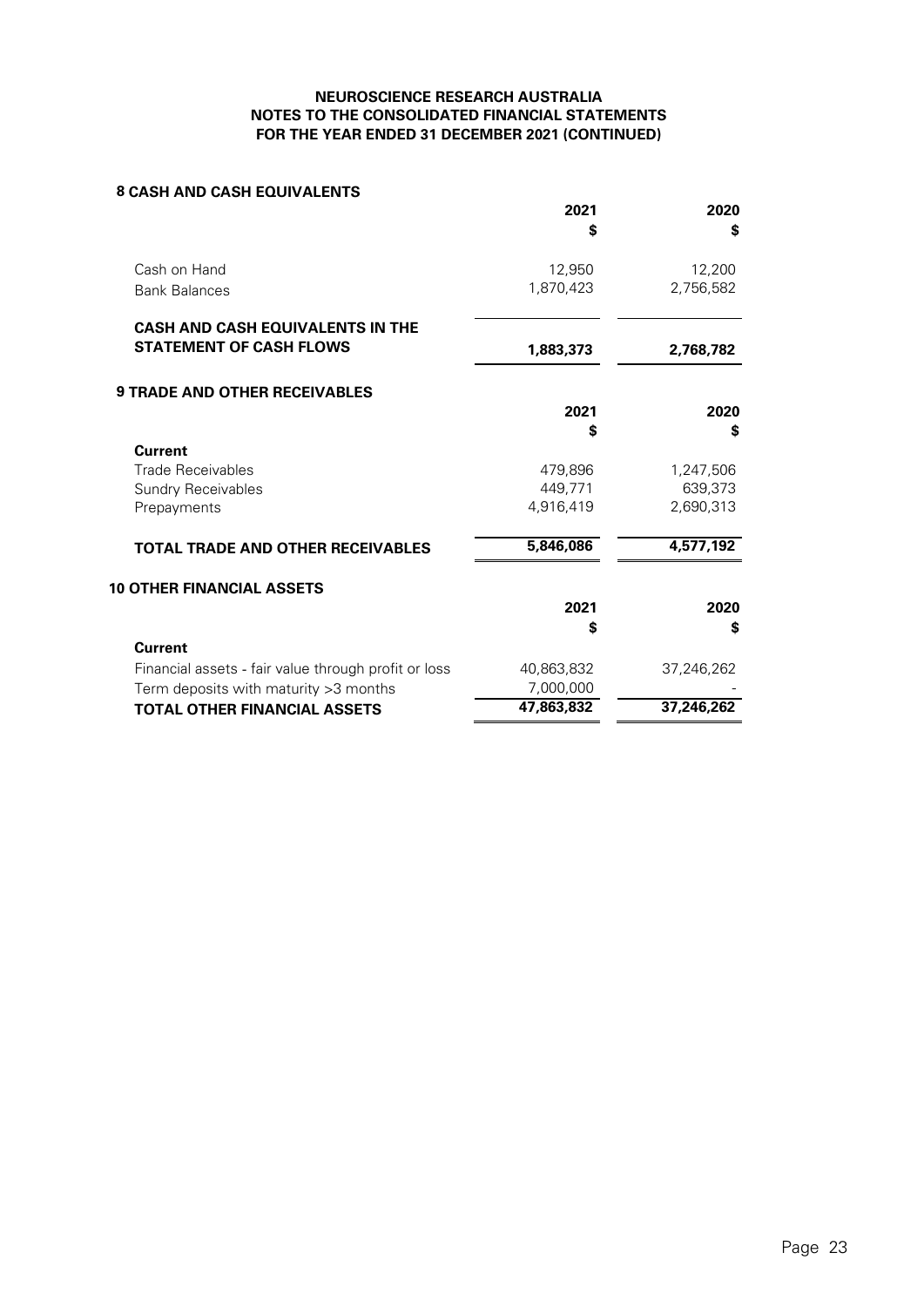**NEUROSCIENCE RESEARCH AUSTRALIA**
**NOTES TO THE CONSOLIDATED FINANCIAL STATEMENTS**
**FOR THE YEAR ENDED 31 DECEMBER 2021 (CONTINUED)**

## 8 CASH AND CASH EQUIVALENTS

| | 2021<br>$ | 2020<br>$ |
|---|---|---|
| Cash on Hand | 12,950 | 12,200 |
| Bank Balances | 1,870,423 | 2,756,582 |
| **CASH AND CASH EQUIVALENTS IN THE STATEMENT OF CASH FLOWS** | **1,883,373** | **2,768,782** |

## 9 TRADE AND OTHER RECEIVABLES

| | 2021<br>$ | 2020<br>$ |
|---|---|---|
| **Current** | | |
| Trade Receivables | 479,896 | 1,247,506 |
| Sundry Receivables | 449,771 | 639,373 |
| Prepayments | 4,916,419 | 2,690,313 |
| **TOTAL TRADE AND OTHER RECEIVABLES** | **5,846,086** | **4,577,192** |

## 10 OTHER FINANCIAL ASSETS

| | 2021<br>$ | 2020<br>$ |
|---|---|---|
| **Current** | | |
| Financial assets - fair value through profit or loss | 40,863,832 | 37,246,262 |
| Term deposits with maturity >3 months | 7,000,000 | - |
| **TOTAL OTHER FINANCIAL ASSETS** | **47,863,832** | **37,246,262** |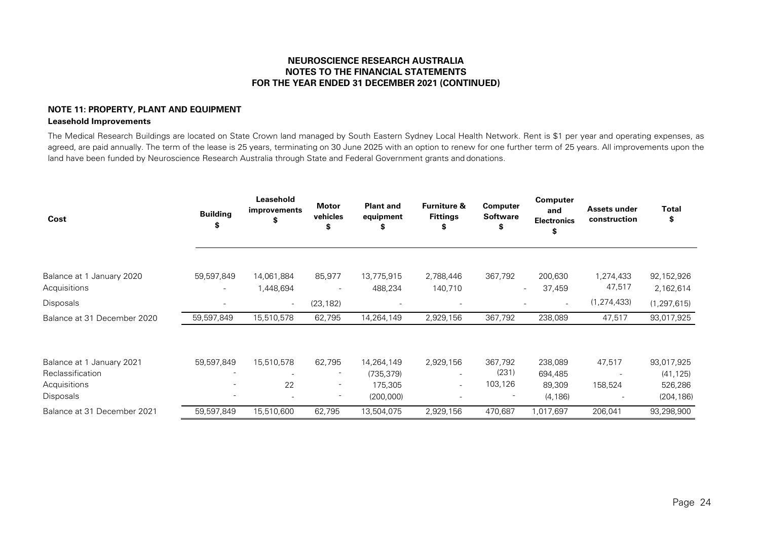## NOTE 11: PROPERTY, PLANT AND EQUIPMENT

### Leasehold Improvements

The Medical Research Buildings are located on State Crown land managed by South Eastern Sydney Local Health Network. Rent is $1 per year and operating expenses, as agreed, are paid annually. The term of the lease is 25 years, terminating on 30 June 2025 with an option to renew for one further term of 25 years. All improvements upon the land have been funded by Neuroscience Research Australia through State and Federal Government grants and donations.

| Cost | Building $ | Leasehold improvements $ | Motor vehicles $ | Plant and equipment $ | Furniture & Fittings $ | Computer Software $ | Computer and Electronics $ | Assets under construction | Total $ |
|---|---|---|---|---|---|---|---|---|---|
| Balance at 1 January 2020 | 59,597,849 | 14,061,884 | 85,977 | 13,775,915 | 2,788,446 | 367,792 | 200,630 | 1,274,433 | 92,152,926 |
| Acquisitions | - | 1,448,694 | - | 488,234 | 140,710 | - | 37,459 | 47,517 | 2,162,614 |
| Disposals | - | - | (23,182) | - | - | - | - | (1,274,433) | (1,297,615) |
| Balance at 31 December 2020 | 59,597,849 | 15,510,578 | 62,795 | 14,264,149 | 2,929,156 | 367,792 | 238,089 | 47,517 | 93,017,925 |
| | | | | | | | | | |
| Balance at 1 January 2021 | 59,597,849 | 15,510,578 | 62,795 | 14,264,149 | 2,929,156 | 367,792 | 238,089 | 47,517 | 93,017,925 |
| Reclassification | - | - | - | (735,379) | - | (231) | 694,485 | - | (41,125) |
| Acquisitions | - | 22 | - | 175,305 | - | 103,126 | 89,309 | 158,524 | 526,286 |
| Disposals | - | - | - | (200,000) | - | - | (4,186) | - | (204,186) |
| Balance at 31 December 2021 | 59,597,849 | 15,510,600 | 62,795 | 13,504,075 | 2,929,156 | 470,687 | 1,017,697 | 206,041 | 93,298,900 |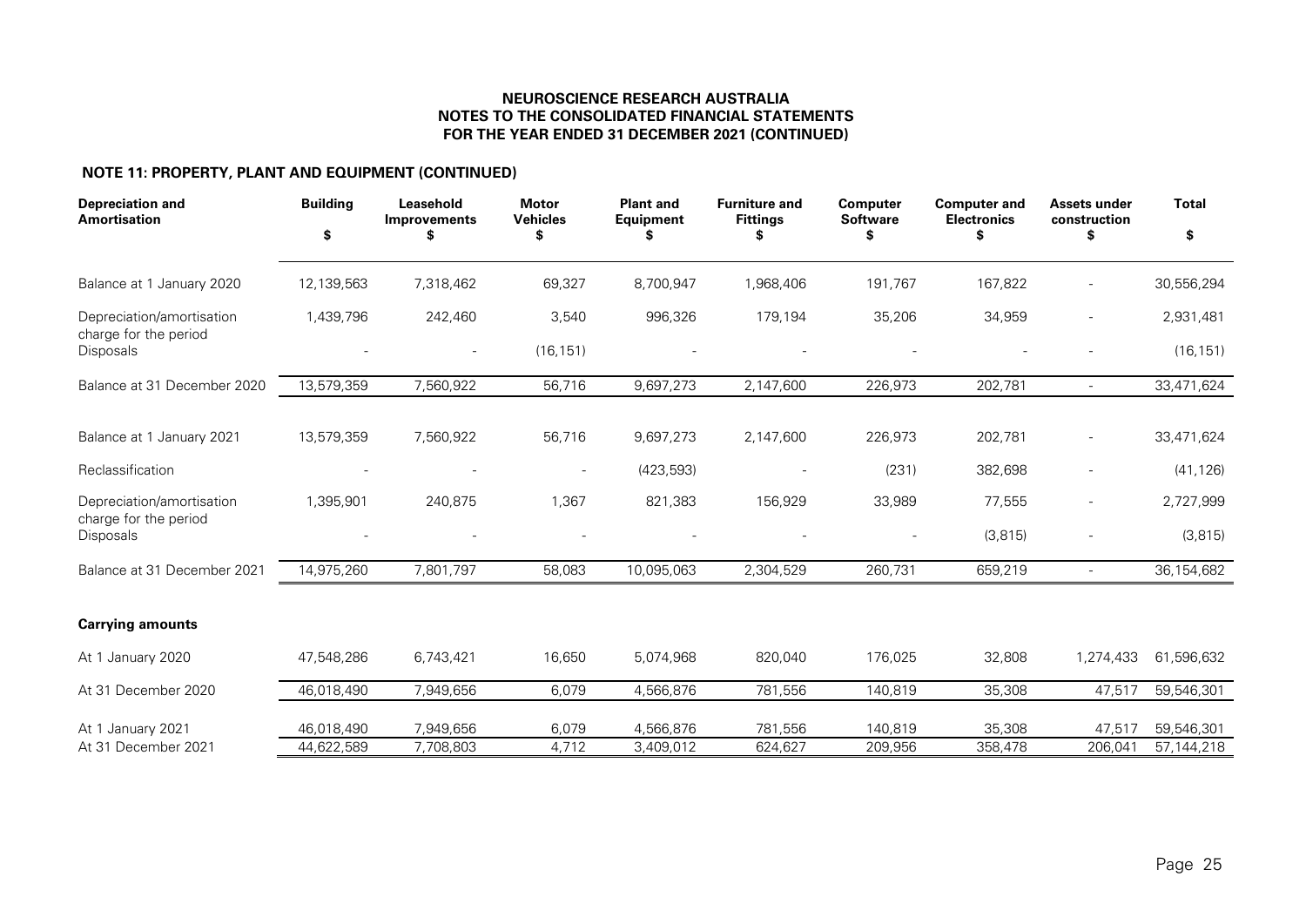NEUROSCIENCE RESEARCH AUSTRALIA
NOTES TO THE CONSOLIDATED FINANCIAL STATEMENTS
FOR THE YEAR ENDED 31 DECEMBER 2021 (CONTINUED)

**NOTE 11: PROPERTY, PLANT AND EQUIPMENT (CONTINUED)**

| Depreciation and Amortisation | Building $ | Leasehold Improvements $ | Motor Vehicles $ | Plant and Equipment $ | Furniture and Fittings $ | Computer Software $ | Computer and Electronics $ | Assets under construction $ | Total $ |
|---|---|---|---|---|---|---|---|---|---|
| Balance at 1 January 2020 | 12,139,563 | 7,318,462 | 69,327 | 8,700,947 | 1,968,406 | 191,767 | 167,822 | - | 30,556,294 |
| Depreciation/amortisation charge for the period | 1,439,796 | 242,460 | 3,540 | 996,326 | 179,194 | 35,206 | 34,959 | - | 2,931,481 |
| Disposals | - | - | (16,151) | - | - | - | - | - | (16,151) |
| Balance at 31 December 2020 | 13,579,359 | 7,560,922 | 56,716 | 9,697,273 | 2,147,600 | 226,973 | 202,781 | - | 33,471,624 |
| Balance at 1 January 2021 | 13,579,359 | 7,560,922 | 56,716 | 9,697,273 | 2,147,600 | 226,973 | 202,781 | - | 33,471,624 |
| Reclassification | - | - | - | (423,593) | - | (231) | 382,698 | - | (41,126) |
| Depreciation/amortisation charge for the period | 1,395,901 | 240,875 | 1,367 | 821,383 | 156,929 | 33,989 | 77,555 | - | 2,727,999 |
| Disposals | - | - | - | - | - | - | (3,815) | - | (3,815) |
| Balance at 31 December 2021 | 14,975,260 | 7,801,797 | 58,083 | 10,095,063 | 2,304,529 | 260,731 | 659,219 | - | 36,154,682 |
| **Carrying amounts** | | | | | | | | | |
| At 1 January 2020 | 47,548,286 | 6,743,421 | 16,650 | 5,074,968 | 820,040 | 176,025 | 32,808 | 1,274,433 | 61,596,632 |
| At 31 December 2020 | 46,018,490 | 7,949,656 | 6,079 | 4,566,876 | 781,556 | 140,819 | 35,308 | 47,517 | 59,546,301 |
| At 1 January 2021 | 46,018,490 | 7,949,656 | 6,079 | 4,566,876 | 781,556 | 140,819 | 35,308 | 47,517 | 59,546,301 |
| At 31 December 2021 | 44,622,589 | 7,708,803 | 4,712 | 3,409,012 | 624,627 | 209,956 | 358,478 | 206,041 | 57,144,218 |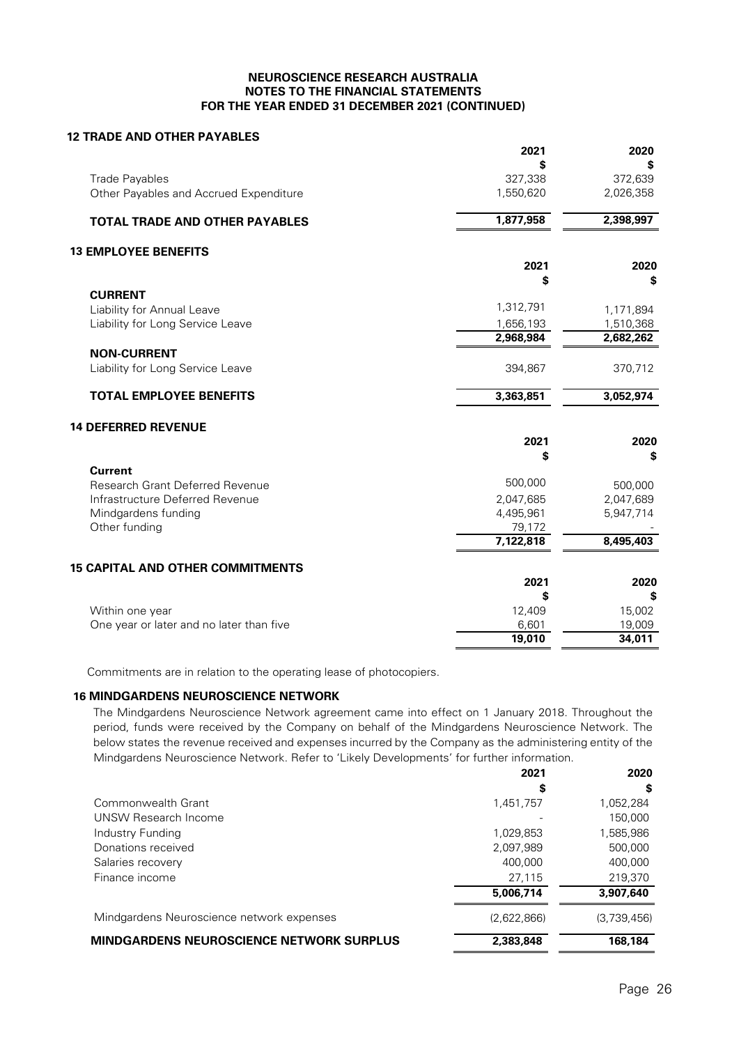**NEUROSCIENCE RESEARCH AUSTRALIA**
**NOTES TO THE FINANCIAL STATEMENTS**
**FOR THE YEAR ENDED 31 DECEMBER 2021 (CONTINUED)**

## 12 TRADE AND OTHER PAYABLES

| | 2021 | 2020 |
|---|---|---|
| | $ | $ |
| Trade Payables | 327,338 | 372,639 |
| Other Payables and Accrued Expenditure | 1,550,620 | 2,026,358 |
| **TOTAL TRADE AND OTHER PAYABLES** | **1,877,958** | **2,398,997** |

## 13 EMPLOYEE BENEFITS

| | 2021 | 2020 |
|---|---|---|
| | $ | $ |
| **CURRENT** | | |
| Liability for Annual Leave | 1,312,791 | 1,171,894 |
| Liability for Long Service Leave | 1,656,193 | 1,510,368 |
| | **2,968,984** | **2,682,262** |
| **NON-CURRENT** | | |
| Liability for Long Service Leave | 394,867 | 370,712 |
| **TOTAL EMPLOYEE BENEFITS** | **3,363,851** | **3,052,974** |

## 14 DEFERRED REVENUE

| | 2021 | 2020 |
|---|---|---|
| | $ | $ |
| **Current** | | |
| Research Grant Deferred Revenue | 500,000 | 500,000 |
| Infrastructure Deferred Revenue | 2,047,685 | 2,047,689 |
| Mindgardens funding | 4,495,961 | 5,947,714 |
| Other funding | 79,172 | - |
| | **7,122,818** | **8,495,403** |

## 15 CAPITAL AND OTHER COMMITMENTS

| | 2021 | 2020 |
|---|---|---|
| | $ | $ |
| Within one year | 12,409 | 15,002 |
| One year or later and no later than five | 6,601 | 19,009 |
| | **19,010** | **34,011** |

Commitments are in relation to the operating lease of photocopiers.

## 16 MINDGARDENS NEUROSCIENCE NETWORK

The Mindgardens Neuroscience Network agreement came into effect on 1 January 2018. Throughout the period, funds were received by the Company on behalf of the Mindgardens Neuroscience Network. The below states the revenue received and expenses incurred by the Company as the administering entity of the Mindgardens Neuroscience Network. Refer to 'Likely Developments' for further information.

| | 2021 | 2020 |
|---|---|---|
| | $ | $ |
| Commonwealth Grant | 1,451,757 | 1,052,284 |
| UNSW Research Income | - | 150,000 |
| Industry Funding | 1,029,853 | 1,585,986 |
| Donations received | 2,097,989 | 500,000 |
| Salaries recovery | 400,000 | 400,000 |
| Finance income | 27,115 | 219,370 |
| | **5,006,714** | **3,907,640** |
| Mindgardens Neuroscience network expenses | (2,622,866) | (3,739,456) |
| **MINDGARDENS NEUROSCIENCE NETWORK SURPLUS** | **2,383,848** | **168,184** |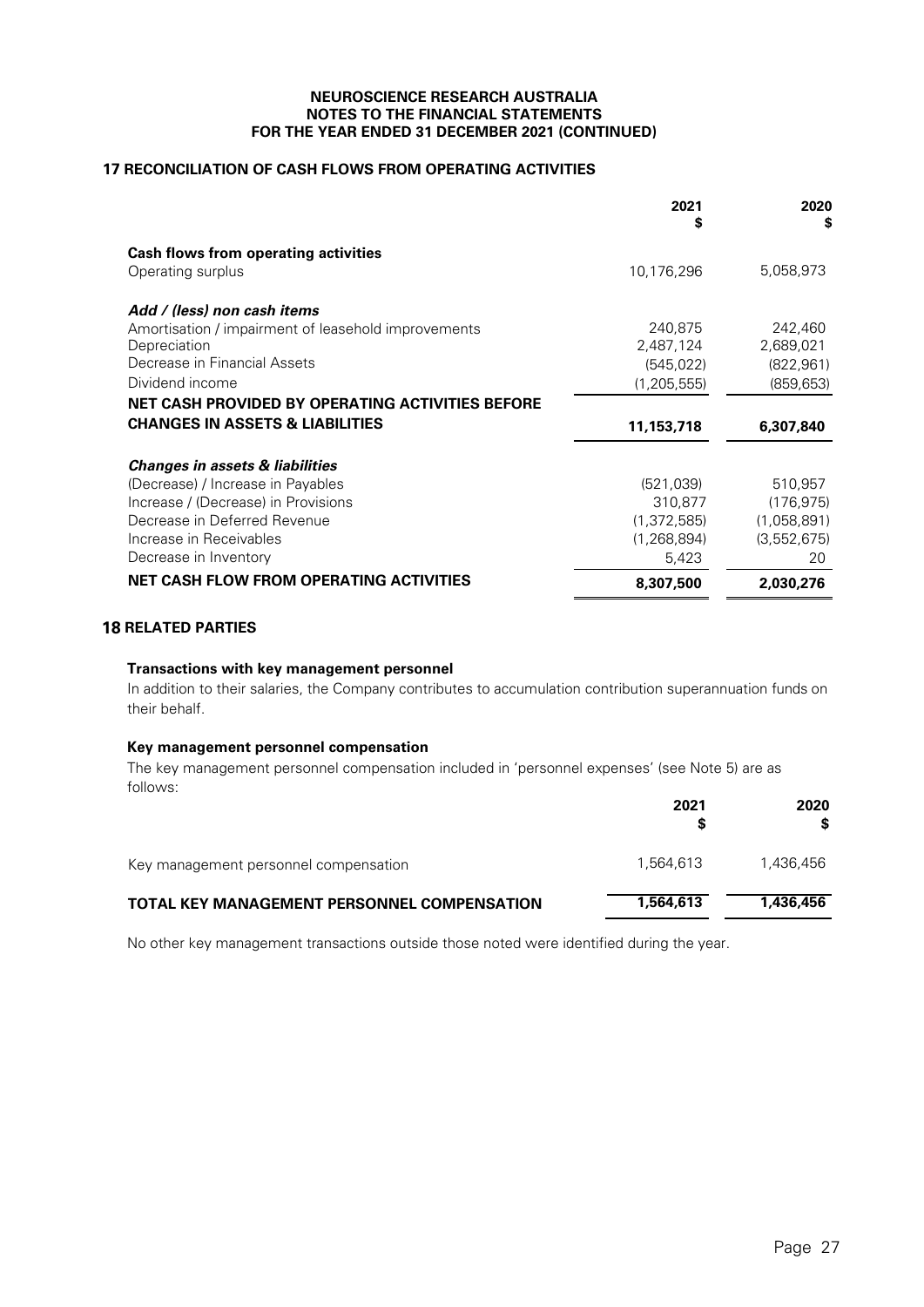**NEUROSCIENCE RESEARCH AUSTRALIA**
**NOTES TO THE FINANCIAL STATEMENTS**
**FOR THE YEAR ENDED 31 DECEMBER 2021 (CONTINUED)**

## 17 RECONCILIATION OF CASH FLOWS FROM OPERATING ACTIVITIES

| | 2021 $ | 2020 $ |
|---|---|---|
| **Cash flows from operating activities** | | |
| Operating surplus | 10,176,296 | 5,058,973 |
| ***Add / (less) non cash items*** | | |
| Amortisation / impairment of leasehold improvements | 240,875 | 242,460 |
| Depreciation | 2,487,124 | 2,689,021 |
| Decrease in Financial Assets | (545,022) | (822,961) |
| Dividend income | (1,205,555) | (859,653) |
| **NET CASH PROVIDED BY OPERATING ACTIVITIES BEFORE CHANGES IN ASSETS & LIABILITIES** | **11,153,718** | **6,307,840** |
| ***Changes in assets & liabilities*** | | |
| (Decrease) / Increase in Payables | (521,039) | 510,957 |
| Increase / (Decrease) in Provisions | 310,877 | (176,975) |
| Decrease in Deferred Revenue | (1,372,585) | (1,058,891) |
| Increase in Receivables | (1,268,894) | (3,552,675) |
| Decrease in Inventory | 5,423 | 20 |
| **NET CASH FLOW FROM OPERATING ACTIVITIES** | **8,307,500** | **2,030,276** |

## 18 RELATED PARTIES

### Transactions with key management personnel

In addition to their salaries, the Company contributes to accumulation contribution superannuation funds on their behalf.

### Key management personnel compensation

The key management personnel compensation included in 'personnel expenses' (see Note 5) are as follows:

| | 2021 $ | 2020 $ |
|---|---|---|
| Key management personnel compensation | 1,564,613 | 1,436,456 |
| **TOTAL KEY MANAGEMENT PERSONNEL COMPENSATION** | **1,564,613** | **1,436,456** |

No other key management transactions outside those noted were identified during the year.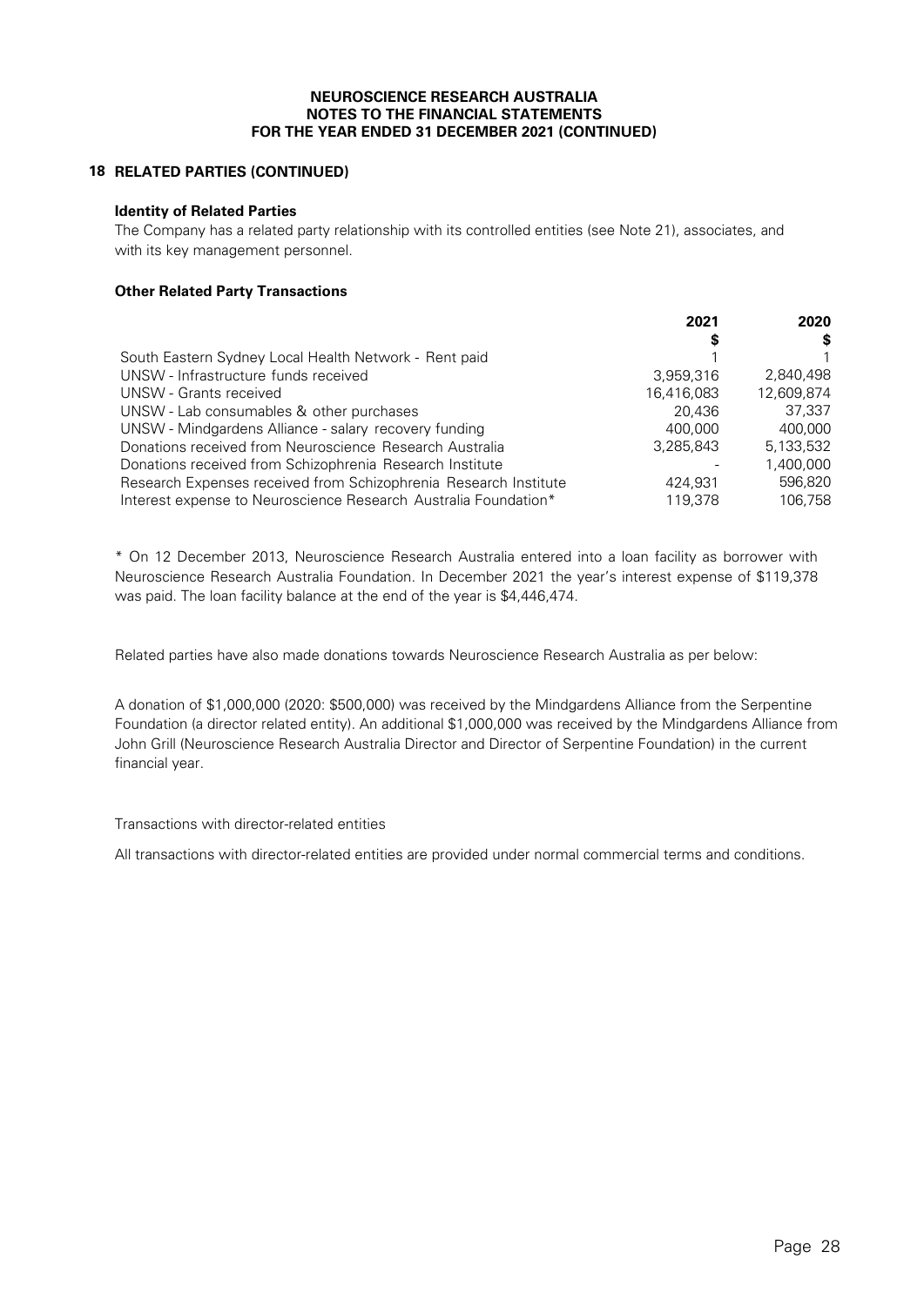## 18 RELATED PARTIES (CONTINUED)

**Identity of Related Parties**

The Company has a related party relationship with its controlled entities (see Note 21), associates, and with its key management personnel.

**Other Related Party Transactions**

| | 2021<br>$ | 2020<br>$ |
|---|---|---|
| South Eastern Sydney Local Health Network - Rent paid | 1 | 1 |
| UNSW - Infrastructure funds received | 3,959,316 | 2,840,498 |
| UNSW - Grants received | 16,416,083 | 12,609,874 |
| UNSW - Lab consumables & other purchases | 20,436 | 37,337 |
| UNSW - Mindgardens Alliance - salary recovery funding | 400,000 | 400,000 |
| Donations received from Neuroscience Research Australia | 3,285,843 | 5,133,532 |
| Donations received from Schizophrenia Research Institute | - | 1,400,000 |
| Research Expenses received from Schizophrenia Research Institute | 424,931 | 596,820 |
| Interest expense to Neuroscience Research Australia Foundation* | 119,378 | 106,758 |

* On 12 December 2013, Neuroscience Research Australia entered into a loan facility as borrower with Neuroscience Research Australia Foundation. In December 2021 the year's interest expense of $119,378 was paid. The loan facility balance at the end of the year is $4,446,474.

Related parties have also made donations towards Neuroscience Research Australia as per below:

A donation of $1,000,000 (2020: $500,000) was received by the Mindgardens Alliance from the Serpentine Foundation (a director related entity). An additional $1,000,000 was received by the Mindgardens Alliance from John Grill (Neuroscience Research Australia Director and Director of Serpentine Foundation) in the current financial year.

Transactions with director-related entities

All transactions with director-related entities are provided under normal commercial terms and conditions.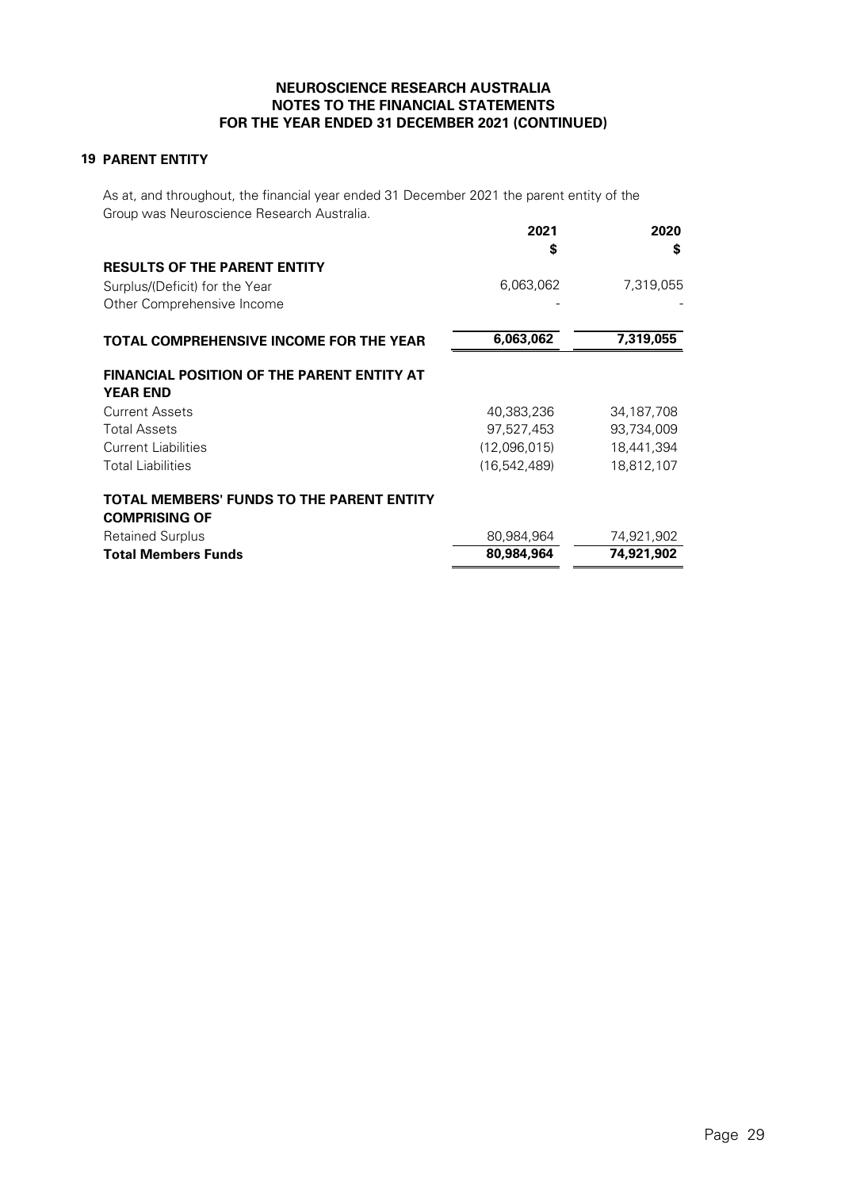# NEUROSCIENCE RESEARCH AUSTRALIA
## NOTES TO THE FINANCIAL STATEMENTS
## FOR THE YEAR ENDED 31 DECEMBER 2021 (CONTINUED)

### 19 PARENT ENTITY

As at, and throughout, the financial year ended 31 December 2021 the parent entity of the Group was Neuroscience Research Australia.

| | 2021 $ | 2020 $ |
|---|---|---|
| **RESULTS OF THE PARENT ENTITY** | | |
| Surplus/(Deficit) for the Year | 6,063,062 | 7,319,055 |
| Other Comprehensive Income | - | - |
| **TOTAL COMPREHENSIVE INCOME FOR THE YEAR** | **6,063,062** | **7,319,055** |
| **FINANCIAL POSITION OF THE PARENT ENTITY AT YEAR END** | | |
| Current Assets | 40,383,236 | 34,187,708 |
| Total Assets | 97,527,453 | 93,734,009 |
| Current Liabilities | (12,096,015) | 18,441,394 |
| Total Liabilities | (16,542,489) | 18,812,107 |
| **TOTAL MEMBERS' FUNDS TO THE PARENT ENTITY COMPRISING OF** | | |
| Retained Surplus | 80,984,964 | 74,921,902 |
| **Total Members Funds** | **80,984,964** | **74,921,902** |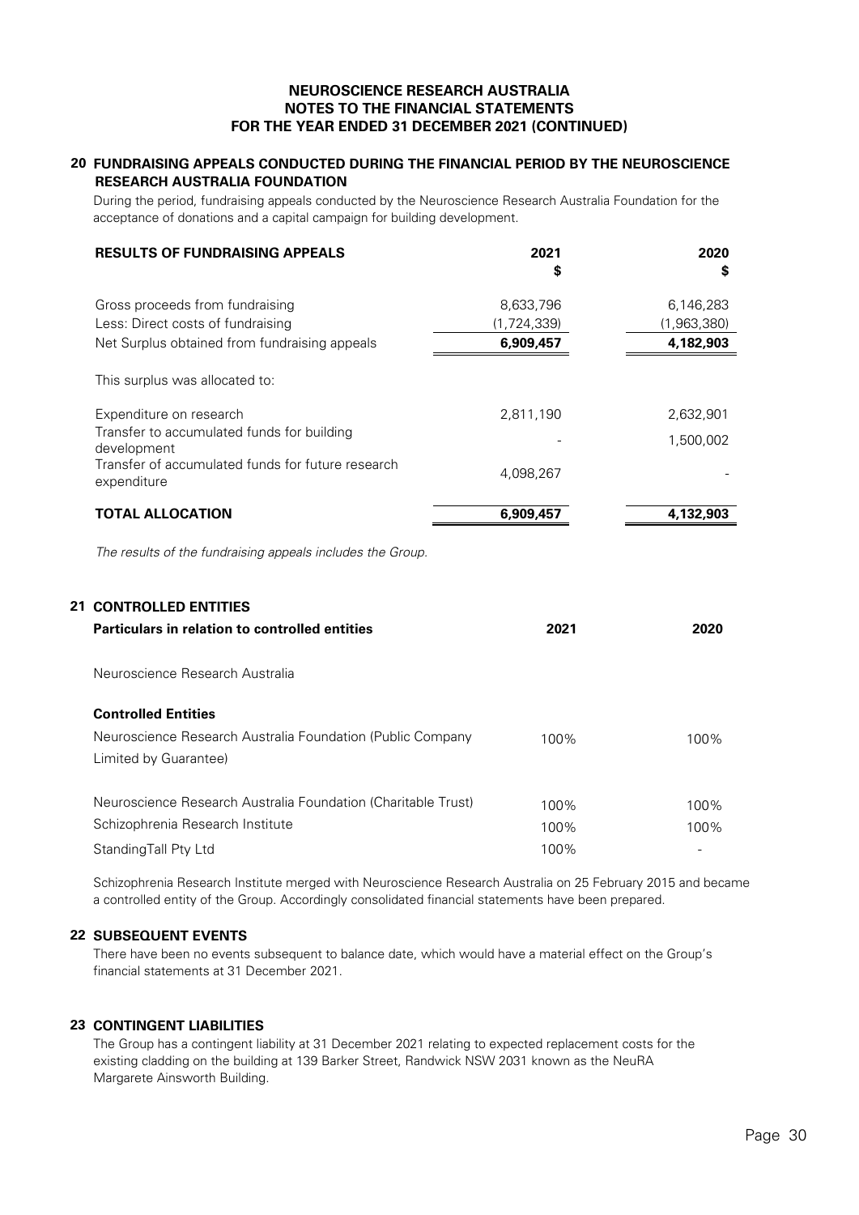**NEUROSCIENCE RESEARCH AUSTRALIA**
**NOTES TO THE FINANCIAL STATEMENTS**
**FOR THE YEAR ENDED 31 DECEMBER 2021 (CONTINUED)**

## 20 FUNDRAISING APPEALS CONDUCTED DURING THE FINANCIAL PERIOD BY THE NEUROSCIENCE RESEARCH AUSTRALIA FOUNDATION

During the period, fundraising appeals conducted by the Neuroscience Research Australia Foundation for the acceptance of donations and a capital campaign for building development.

| **RESULTS OF FUNDRAISING APPEALS** | **2021** **$** | **2020** **$** |
|---|---|---|
| Gross proceeds from fundraising | 8,633,796 | 6,146,283 |
| Less: Direct costs of fundraising | (1,724,339) | (1,963,380) |
| Net Surplus obtained from fundraising appeals | **6,909,457** | **4,182,903** |
| This surplus was allocated to: | | |
| Expenditure on research | 2,811,190 | 2,632,901 |
| Transfer to accumulated funds for building development | - | 1,500,002 |
| Transfer of accumulated funds for future research expenditure | 4,098,267 | - |
| **TOTAL ALLOCATION** | **6,909,457** | **4,132,903** |

*The results of the fundraising appeals includes the Group.*

## 21 CONTROLLED ENTITIES

| **Particulars in relation to controlled entities** | **2021** | **2020** |
|---|---|---|
| Neuroscience Research Australia | | |
| **Controlled Entities** | | |
| Neuroscience Research Australia Foundation (Public Company Limited by Guarantee) | 100% | 100% |
| Neuroscience Research Australia Foundation (Charitable Trust) | 100% | 100% |
| Schizophrenia Research Institute | 100% | 100% |
| StandingTall Pty Ltd | 100% | - |

Schizophrenia Research Institute merged with Neuroscience Research Australia on 25 February 2015 and became a controlled entity of the Group. Accordingly consolidated financial statements have been prepared.

## 22 SUBSEQUENT EVENTS

There have been no events subsequent to balance date, which would have a material effect on the Group's financial statements at 31 December 2021.

## 23 CONTINGENT LIABILITIES

The Group has a contingent liability at 31 December 2021 relating to expected replacement costs for the existing cladding on the building at 139 Barker Street, Randwick NSW 2031 known as the NeuRA Margarete Ainsworth Building.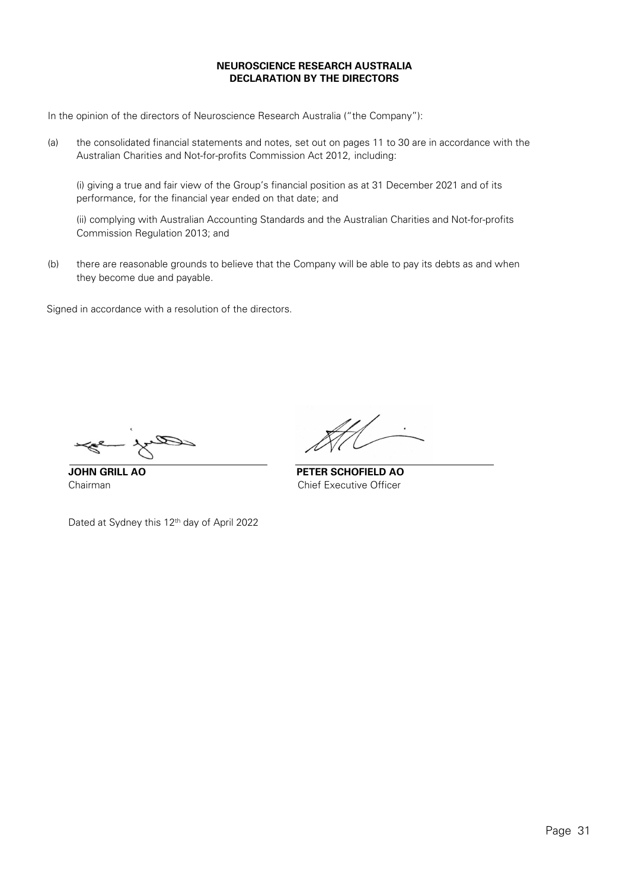**NEUROSCIENCE RESEARCH AUSTRALIA**
**DECLARATION BY THE DIRECTORS**

In the opinion of the directors of Neuroscience Research Australia ("the Company"):

(a) the consolidated financial statements and notes, set out on pages 11 to 30 are in accordance with the Australian Charities and Not-for-profits Commission Act 2012, including:

(i) giving a true and fair view of the Group's financial position as at 31 December 2021 and of its performance, for the financial year ended on that date; and

(ii) complying with Australian Accounting Standards and the Australian Charities and Not-for-profits Commission Regulation 2013; and

(b) there are reasonable grounds to believe that the Company will be able to pay its debts as and when they become due and payable.

Signed in accordance with a resolution of the directors.

**JOHN GRILL AO**
Chairman

**PETER SCHOFIELD AO**
Chief Executive Officer

Dated at Sydney this 12th day of April 2022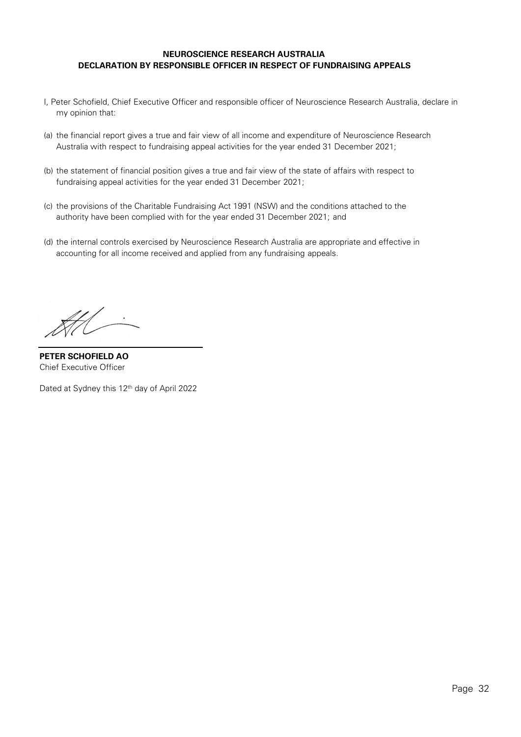**NEUROSCIENCE RESEARCH AUSTRALIA**
**DECLARATION BY RESPONSIBLE OFFICER IN RESPECT OF FUNDRAISING APPEALS**

I, Peter Schofield, Chief Executive Officer and responsible officer of Neuroscience Research Australia, declare in my opinion that:

(a) the financial report gives a true and fair view of all income and expenditure of Neuroscience Research Australia with respect to fundraising appeal activities for the year ended 31 December 2021;

(b) the statement of financial position gives a true and fair view of the state of affairs with respect to fundraising appeal activities for the year ended 31 December 2021;

(c) the provisions of the Charitable Fundraising Act 1991 (NSW) and the conditions attached to the authority have been complied with for the year ended 31 December 2021; and

(d) the internal controls exercised by Neuroscience Research Australia are appropriate and effective in accounting for all income received and applied from any fundraising appeals.

**PETER SCHOFIELD AO**
Chief Executive Officer

Dated at Sydney this 12th day of April 2022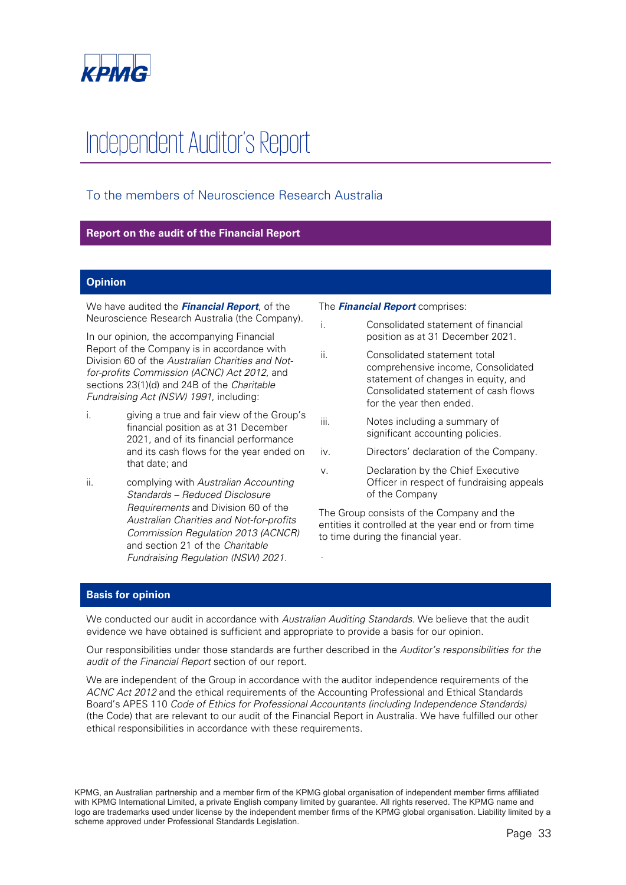KPMG

# Independent Auditor's Report

## To the members of Neuroscience Research Australia

### Report on the audit of the Financial Report

### Opinion

We have audited the ***Financial Report***, of the Neuroscience Research Australia (the Company).

In our opinion, the accompanying Financial Report of the Company is in accordance with Division 60 of the *Australian Charities and Not-for-profits Commission (ACNC) Act 2012*, and sections 23(1)(d) and 24B of the *Charitable Fundraising Act (NSW) 1991*, including:

i. giving a true and fair view of the Group's financial position as at 31 December 2021, and of its financial performance and its cash flows for the year ended on that date; and

ii. complying with *Australian Accounting Standards – Reduced Disclosure Requirements* and Division 60 of the *Australian Charities and Not-for-profits Commission Regulation 2013 (ACNCR)* and section 21 of the *Charitable Fundraising Regulation (NSW) 2021*.

The ***Financial Report*** comprises:

i. Consolidated statement of financial position as at 31 December 2021.

ii. Consolidated statement total comprehensive income, Consolidated statement of changes in equity, and Consolidated statement of cash flows for the year then ended.

iii. Notes including a summary of significant accounting policies.

iv. Directors' declaration of the Company.

v. Declaration by the Chief Executive Officer in respect of fundraising appeals of the Company

The Group consists of the Company and the entities it controlled at the year end or from time to time during the financial year.

### Basis for opinion

We conducted our audit in accordance with *Australian Auditing Standards*. We believe that the audit evidence we have obtained is sufficient and appropriate to provide a basis for our opinion.

Our responsibilities under those standards are further described in the *Auditor's responsibilities for the audit of the Financial Report* section of our report.

We are independent of the Group in accordance with the auditor independence requirements of the *ACNC Act 2012* and the ethical requirements of the Accounting Professional and Ethical Standards Board's APES 110 *Code of Ethics for Professional Accountants (including Independence Standards)* (the Code) that are relevant to our audit of the Financial Report in Australia. We have fulfilled our other ethical responsibilities in accordance with these requirements.

KPMG, an Australian partnership and a member firm of the KPMG global organisation of independent member firms affiliated with KPMG International Limited, a private English company limited by guarantee. All rights reserved. The KPMG name and logo are trademarks used under license by the independent member firms of the KPMG global organisation. Liability limited by a scheme approved under Professional Standards Legislation.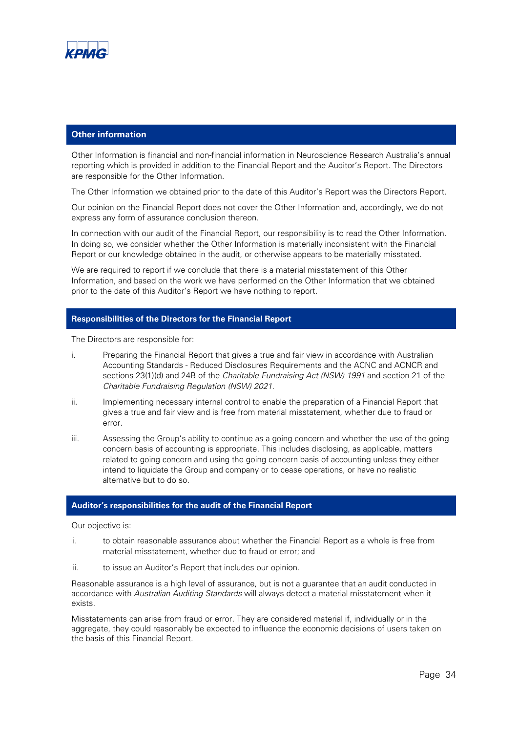## Other information

Other Information is financial and non-financial information in Neuroscience Research Australia's annual reporting which is provided in addition to the Financial Report and the Auditor's Report. The Directors are responsible for the Other Information.

The Other Information we obtained prior to the date of this Auditor's Report was the Directors Report.

Our opinion on the Financial Report does not cover the Other Information and, accordingly, we do not express any form of assurance conclusion thereon.

In connection with our audit of the Financial Report, our responsibility is to read the Other Information. In doing so, we consider whether the Other Information is materially inconsistent with the Financial Report or our knowledge obtained in the audit, or otherwise appears to be materially misstated.

We are required to report if we conclude that there is a material misstatement of this Other Information, and based on the work we have performed on the Other Information that we obtained prior to the date of this Auditor's Report we have nothing to report.

## Responsibilities of the Directors for the Financial Report

The Directors are responsible for:

i. Preparing the Financial Report that gives a true and fair view in accordance with Australian Accounting Standards - Reduced Disclosures Requirements and the ACNC and ACNCR and sections 23(1)(d) and 24B of the *Charitable Fundraising Act (NSW) 1991* and section 21 of the *Charitable Fundraising Regulation (NSW) 2021*.

ii. Implementing necessary internal control to enable the preparation of a Financial Report that gives a true and fair view and is free from material misstatement, whether due to fraud or error.

iii. Assessing the Group's ability to continue as a going concern and whether the use of the going concern basis of accounting is appropriate. This includes disclosing, as applicable, matters related to going concern and using the going concern basis of accounting unless they either intend to liquidate the Group and company or to cease operations, or have no realistic alternative but to do so.

## Auditor's responsibilities for the audit of the Financial Report

Our objective is:

i. to obtain reasonable assurance about whether the Financial Report as a whole is free from material misstatement, whether due to fraud or error; and

ii. to issue an Auditor's Report that includes our opinion.

Reasonable assurance is a high level of assurance, but is not a guarantee that an audit conducted in accordance with *Australian Auditing Standards* will always detect a material misstatement when it exists.

Misstatements can arise from fraud or error. They are considered material if, individually or in the aggregate, they could reasonably be expected to influence the economic decisions of users taken on the basis of this Financial Report.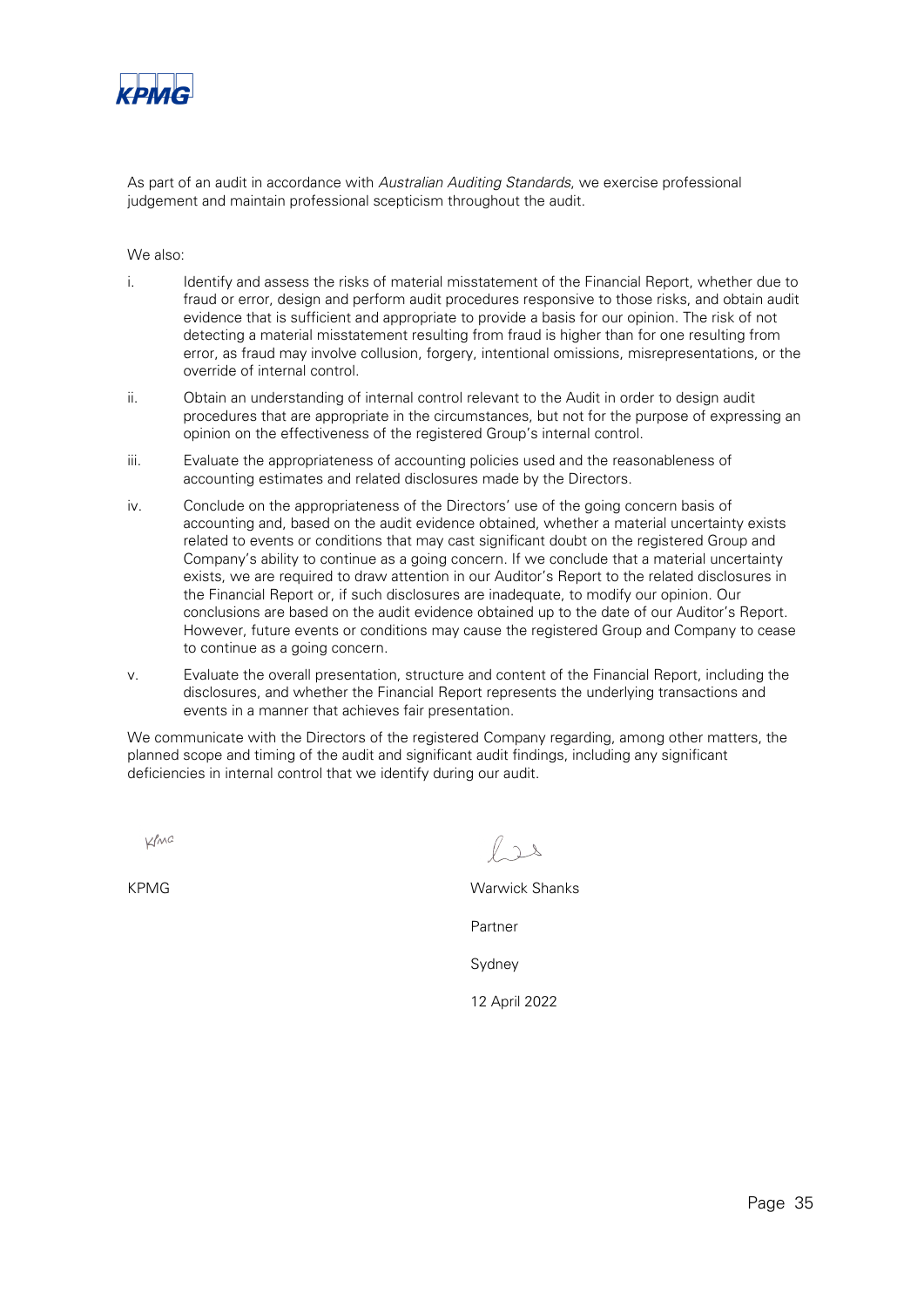As part of an audit in accordance with *Australian Auditing Standards*, we exercise professional judgement and maintain professional scepticism throughout the audit.

We also:

i. Identify and assess the risks of material misstatement of the Financial Report, whether due to fraud or error, design and perform audit procedures responsive to those risks, and obtain audit evidence that is sufficient and appropriate to provide a basis for our opinion. The risk of not detecting a material misstatement resulting from fraud is higher than for one resulting from error, as fraud may involve collusion, forgery, intentional omissions, misrepresentations, or the override of internal control.

ii. Obtain an understanding of internal control relevant to the Audit in order to design audit procedures that are appropriate in the circumstances, but not for the purpose of expressing an opinion on the effectiveness of the registered Group's internal control.

iii. Evaluate the appropriateness of accounting policies used and the reasonableness of accounting estimates and related disclosures made by the Directors.

iv. Conclude on the appropriateness of the Directors' use of the going concern basis of accounting and, based on the audit evidence obtained, whether a material uncertainty exists related to events or conditions that may cast significant doubt on the registered Group and Company's ability to continue as a going concern. If we conclude that a material uncertainty exists, we are required to draw attention in our Auditor's Report to the related disclosures in the Financial Report or, if such disclosures are inadequate, to modify our opinion. Our conclusions are based on the audit evidence obtained up to the date of our Auditor's Report. However, future events or conditions may cause the registered Group and Company to cease to continue as a going concern.

v. Evaluate the overall presentation, structure and content of the Financial Report, including the disclosures, and whether the Financial Report represents the underlying transactions and events in a manner that achieves fair presentation.

We communicate with the Directors of the registered Company regarding, among other matters, the planned scope and timing of the audit and significant audit findings, including any significant deficiencies in internal control that we identify during our audit.

KPMG

Warwick Shanks

Partner

Sydney

12 April 2022